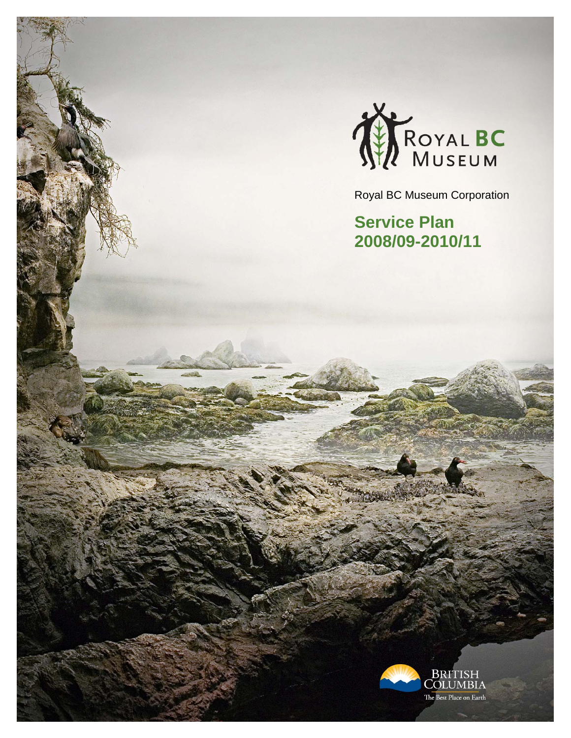Royal BC Museum

Royal BC Museum Corporation

# Service Plan 2008/09-2010/11

British Columbia
The Best Place on Earth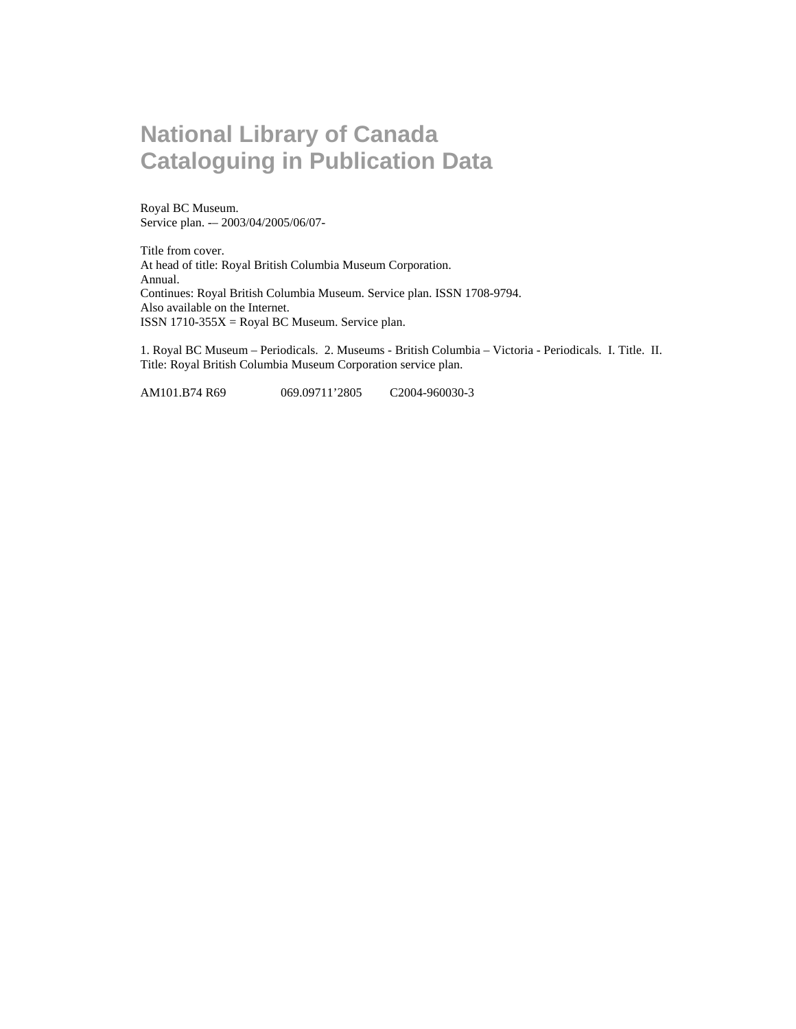# National Library of Canada Cataloguing in Publication Data

Royal BC Museum.
Service plan. -– 2003/04/2005/06/07-

Title from cover.
At head of title: Royal British Columbia Museum Corporation.
Annual.
Continues: Royal British Columbia Museum. Service plan. ISSN 1708-9794.
Also available on the Internet.
ISSN 1710-355X = Royal BC Museum. Service plan.

1. Royal BC Museum – Periodicals. 2. Museums - British Columbia – Victoria - Periodicals. I. Title. II. Title: Royal British Columbia Museum Corporation service plan.

AM101.B74 R69 069.09711’2805 C2004-960030-3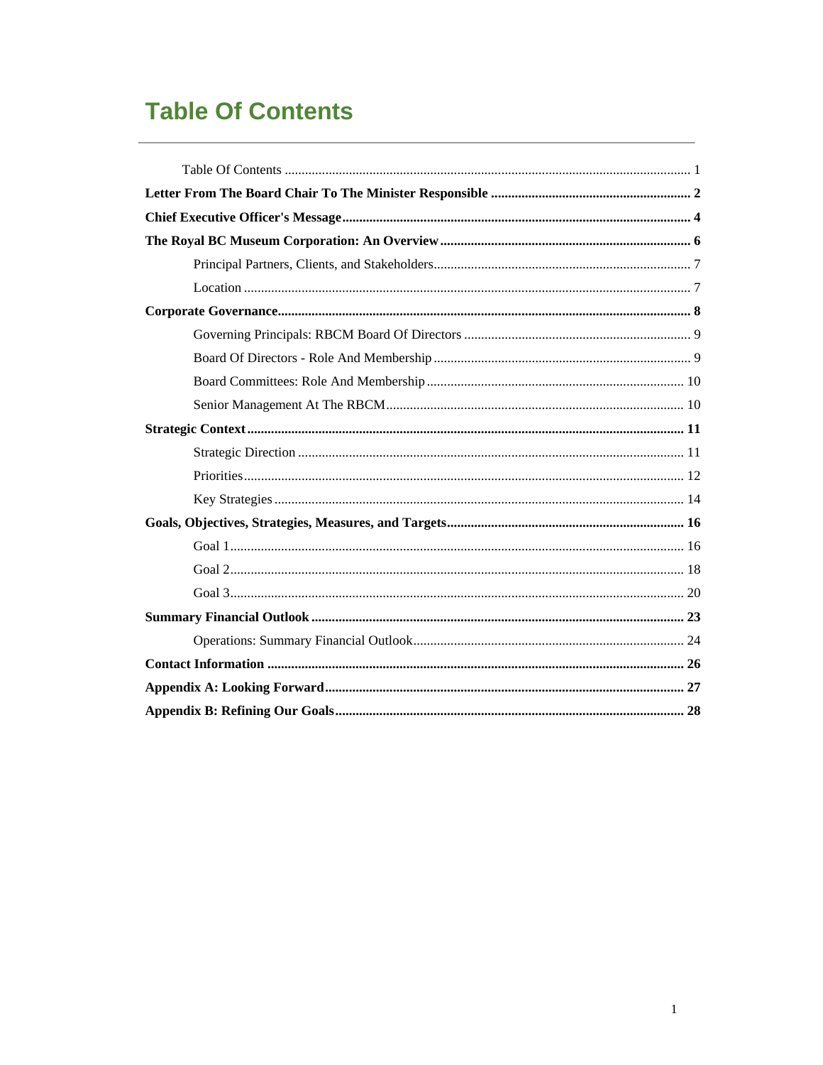# Table Of Contents

Table Of Contents ..................................................... 1

**Letter From The Board Chair To The Minister Responsible** ..................................................... **2**

**Chief Executive Officer's Message** ..................................................... **4**

**The Royal BC Museum Corporation: An Overview** ..................................................... **6**

Principal Partners, Clients, and Stakeholders ..................................................... 7

Location ..................................................... 7

**Corporate Governance** ..................................................... **8**

Governing Principals: RBCM Board Of Directors ..................................................... 9

Board Of Directors - Role And Membership ..................................................... 9

Board Committees: Role And Membership ..................................................... 10

Senior Management At The RBCM ..................................................... 10

**Strategic Context** ..................................................... **11**

Strategic Direction ..................................................... 11

Priorities ..................................................... 12

Key Strategies ..................................................... 14

**Goals, Objectives, Strategies, Measures, and Targets** ..................................................... **16**

Goal 1 ..................................................... 16

Goal 2 ..................................................... 18

Goal 3 ..................................................... 20

**Summary Financial Outlook** ..................................................... **23**

Operations: Summary Financial Outlook ..................................................... 24

**Contact Information** ..................................................... **26**

**Appendix A: Looking Forward** ..................................................... **27**

**Appendix B: Refining Our Goals** ..................................................... **28**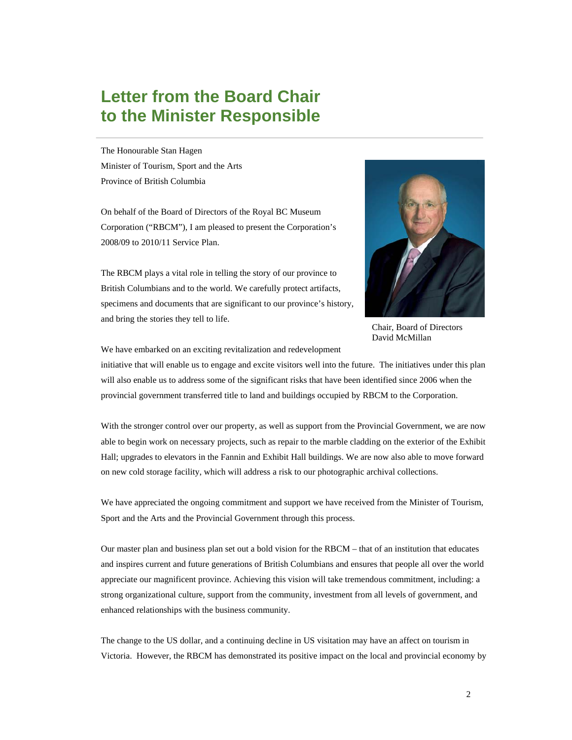# Letter from the Board Chair to the Minister Responsible

The Honourable Stan Hagen
Minister of Tourism, Sport and the Arts
Province of British Columbia

On behalf of the Board of Directors of the Royal BC Museum Corporation ("RBCM"), I am pleased to present the Corporation's 2008/09 to 2010/11 Service Plan.

The RBCM plays a vital role in telling the story of our province to British Columbians and to the world. We carefully protect artifacts, specimens and documents that are significant to our province's history, and bring the stories they tell to life.

Chair, Board of Directors
David McMillan

We have embarked on an exciting revitalization and redevelopment initiative that will enable us to engage and excite visitors well into the future. The initiatives under this plan will also enable us to address some of the significant risks that have been identified since 2006 when the provincial government transferred title to land and buildings occupied by RBCM to the Corporation.

With the stronger control over our property, as well as support from the Provincial Government, we are now able to begin work on necessary projects, such as repair to the marble cladding on the exterior of the Exhibit Hall; upgrades to elevators in the Fannin and Exhibit Hall buildings. We are now also able to move forward on new cold storage facility, which will address a risk to our photographic archival collections.

We have appreciated the ongoing commitment and support we have received from the Minister of Tourism, Sport and the Arts and the Provincial Government through this process.

Our master plan and business plan set out a bold vision for the RBCM – that of an institution that educates and inspires current and future generations of British Columbians and ensures that people all over the world appreciate our magnificent province. Achieving this vision will take tremendous commitment, including: a strong organizational culture, support from the community, investment from all levels of government, and enhanced relationships with the business community.

The change to the US dollar, and a continuing decline in US visitation may have an affect on tourism in Victoria. However, the RBCM has demonstrated its positive impact on the local and provincial economy by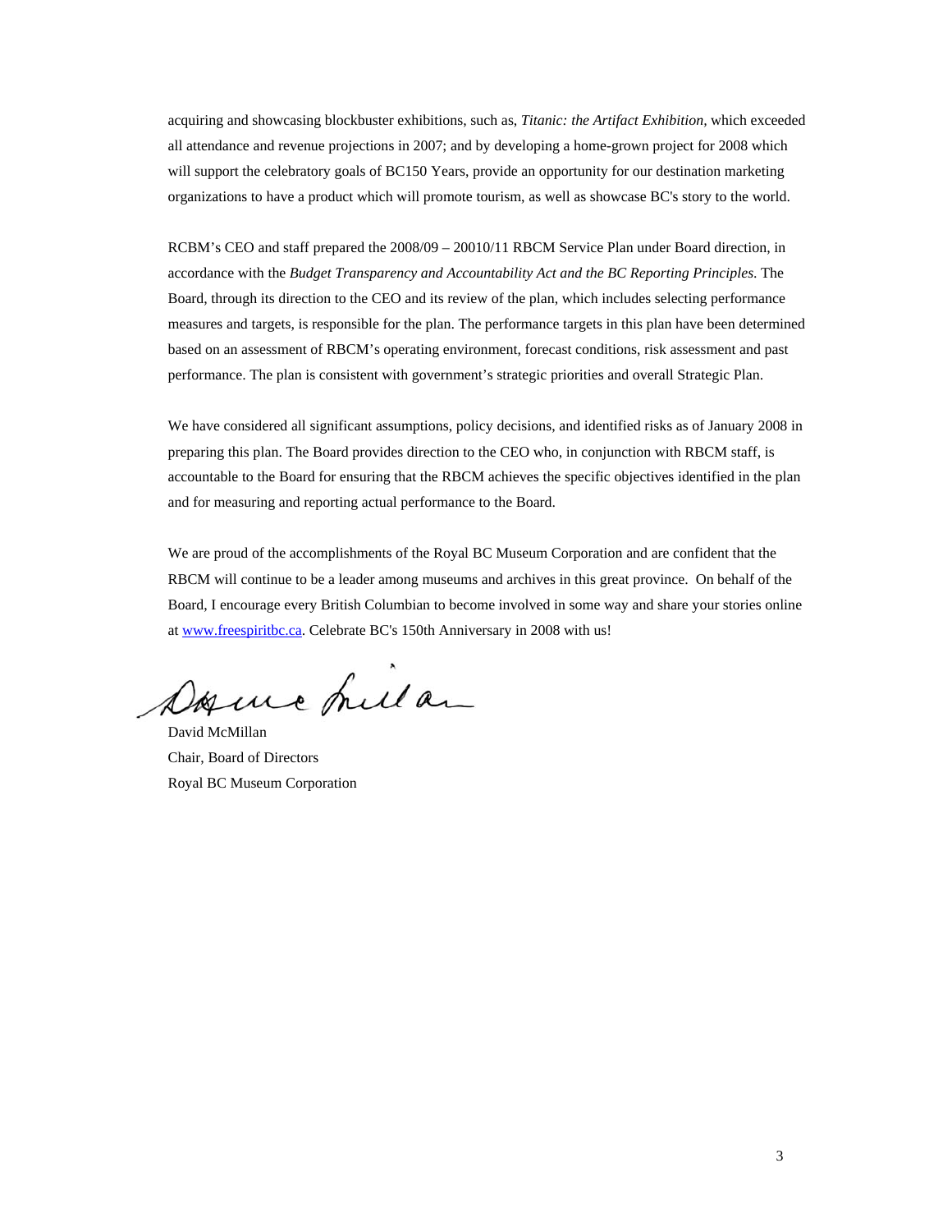acquiring and showcasing blockbuster exhibitions, such as, *Titanic: the Artifact Exhibition,* which exceeded all attendance and revenue projections in 2007; and by developing a home-grown project for 2008 which will support the celebratory goals of BC150 Years, provide an opportunity for our destination marketing organizations to have a product which will promote tourism, as well as showcase BC's story to the world.

RCBM's CEO and staff prepared the 2008/09 – 20010/11 RBCM Service Plan under Board direction, in accordance with the *Budget Transparency and Accountability Act and the BC Reporting Principles.* The Board, through its direction to the CEO and its review of the plan, which includes selecting performance measures and targets, is responsible for the plan. The performance targets in this plan have been determined based on an assessment of RBCM's operating environment, forecast conditions, risk assessment and past performance. The plan is consistent with government's strategic priorities and overall Strategic Plan.

We have considered all significant assumptions, policy decisions, and identified risks as of January 2008 in preparing this plan. The Board provides direction to the CEO who, in conjunction with RBCM staff, is accountable to the Board for ensuring that the RBCM achieves the specific objectives identified in the plan and for measuring and reporting actual performance to the Board.

We are proud of the accomplishments of the Royal BC Museum Corporation and are confident that the RBCM will continue to be a leader among museums and archives in this great province. On behalf of the Board, I encourage every British Columbian to become involved in some way and share your stories online at www.freespiritbc.ca. Celebrate BC's 150th Anniversary in 2008 with us!

David McMillan
Chair, Board of Directors
Royal BC Museum Corporation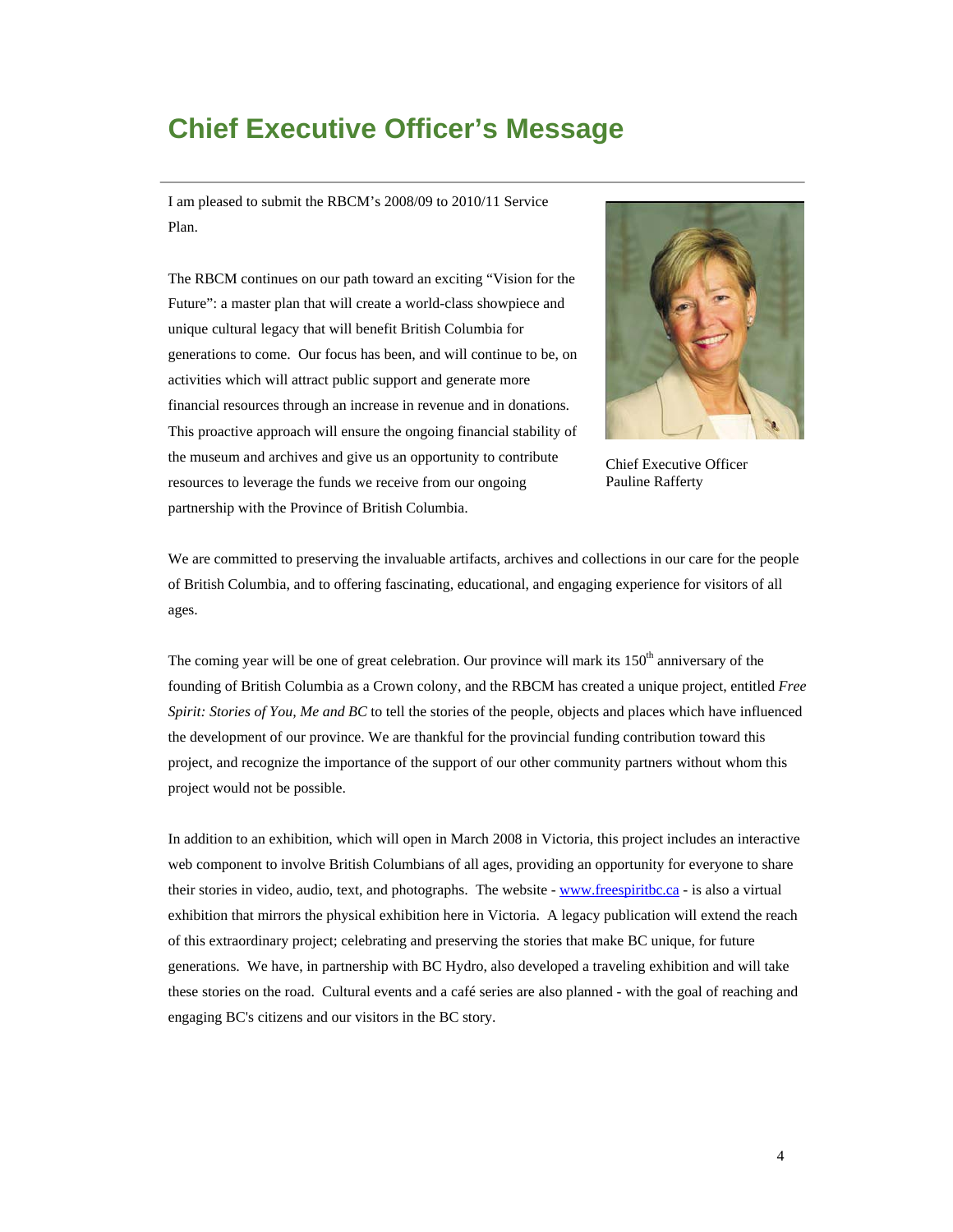# Chief Executive Officer's Message

I am pleased to submit the RBCM's 2008/09 to 2010/11 Service Plan.

The RBCM continues on our path toward an exciting "Vision for the Future": a master plan that will create a world-class showpiece and unique cultural legacy that will benefit British Columbia for generations to come. Our focus has been, and will continue to be, on activities which will attract public support and generate more financial resources through an increase in revenue and in donations. This proactive approach will ensure the ongoing financial stability of the museum and archives and give us an opportunity to contribute resources to leverage the funds we receive from our ongoing partnership with the Province of British Columbia.

Chief Executive Officer
Pauline Rafferty

We are committed to preserving the invaluable artifacts, archives and collections in our care for the people of British Columbia, and to offering fascinating, educational, and engaging experience for visitors of all ages.

The coming year will be one of great celebration. Our province will mark its 150th anniversary of the founding of British Columbia as a Crown colony, and the RBCM has created a unique project, entitled *Free Spirit: Stories of You, Me and BC* to tell the stories of the people, objects and places which have influenced the development of our province. We are thankful for the provincial funding contribution toward this project, and recognize the importance of the support of our other community partners without whom this project would not be possible.

In addition to an exhibition, which will open in March 2008 in Victoria, this project includes an interactive web component to involve British Columbians of all ages, providing an opportunity for everyone to share their stories in video, audio, text, and photographs. The website - www.freespiritbc.ca - is also a virtual exhibition that mirrors the physical exhibition here in Victoria. A legacy publication will extend the reach of this extraordinary project; celebrating and preserving the stories that make BC unique, for future generations. We have, in partnership with BC Hydro, also developed a traveling exhibition and will take these stories on the road. Cultural events and a café series are also planned - with the goal of reaching and engaging BC's citizens and our visitors in the BC story.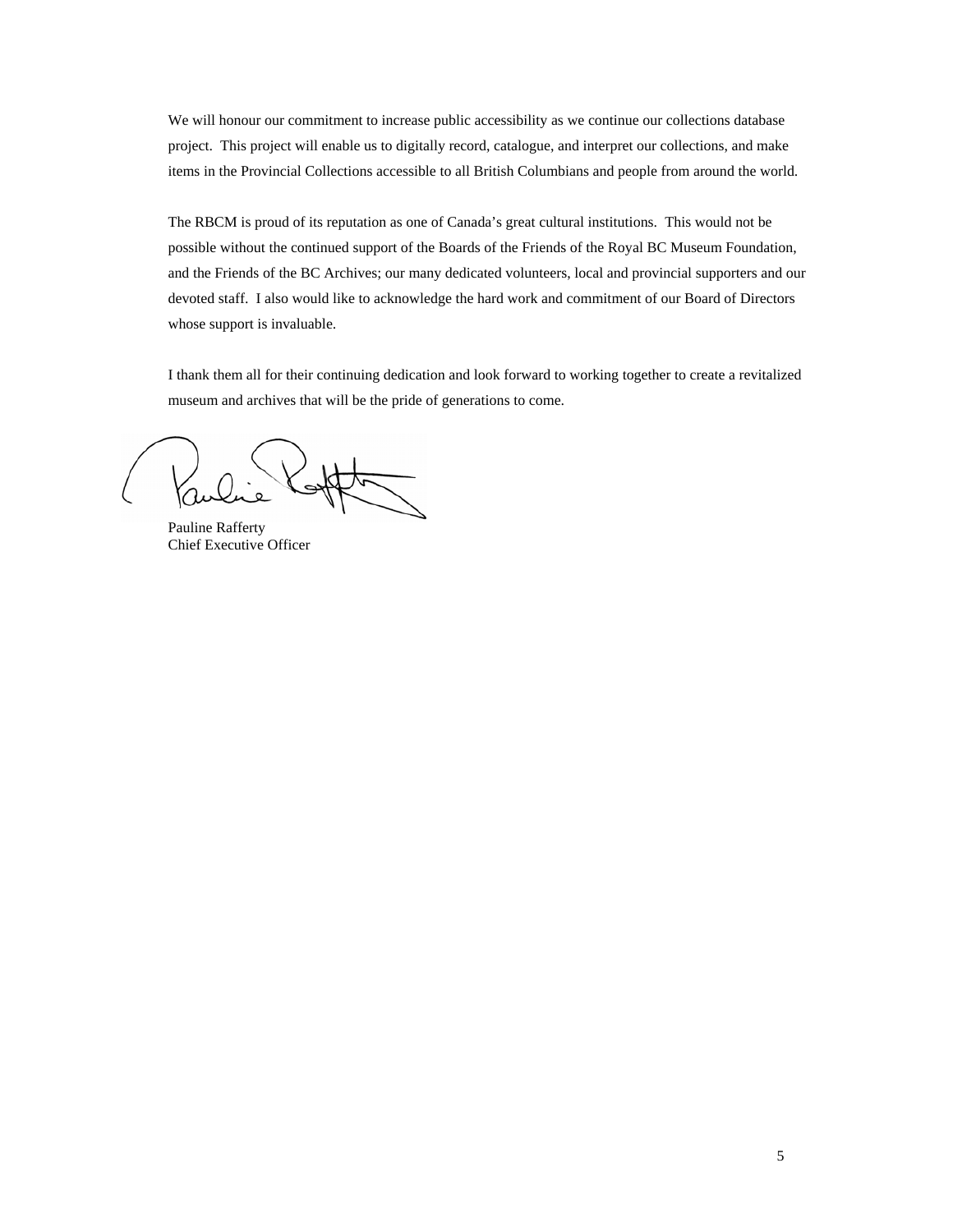We will honour our commitment to increase public accessibility as we continue our collections database project. This project will enable us to digitally record, catalogue, and interpret our collections, and make items in the Provincial Collections accessible to all British Columbians and people from around the world.

The RBCM is proud of its reputation as one of Canada's great cultural institutions. This would not be possible without the continued support of the Boards of the Friends of the Royal BC Museum Foundation, and the Friends of the BC Archives; our many dedicated volunteers, local and provincial supporters and our devoted staff. I also would like to acknowledge the hard work and commitment of our Board of Directors whose support is invaluable.

I thank them all for their continuing dedication and look forward to working together to create a revitalized museum and archives that will be the pride of generations to come.

Pauline Rafferty
Chief Executive Officer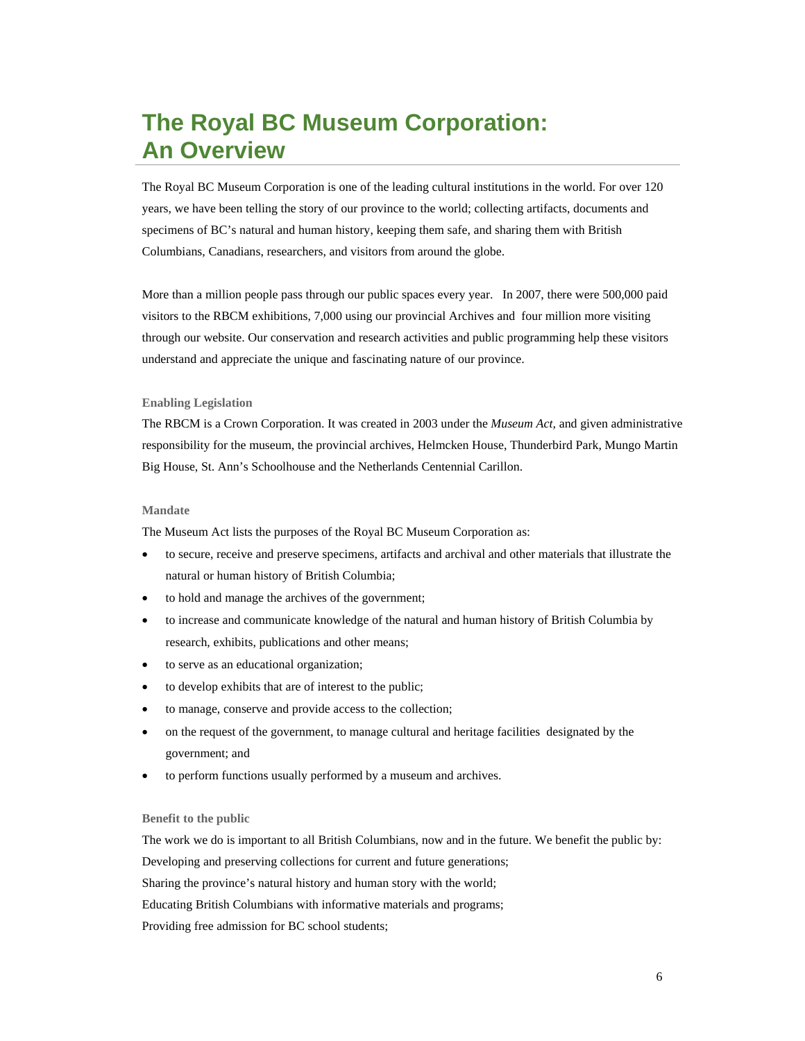# The Royal BC Museum Corporation: An Overview

The Royal BC Museum Corporation is one of the leading cultural institutions in the world. For over 120 years, we have been telling the story of our province to the world; collecting artifacts, documents and specimens of BC's natural and human history, keeping them safe, and sharing them with British Columbians, Canadians, researchers, and visitors from around the globe.

More than a million people pass through our public spaces every year. In 2007, there were 500,000 paid visitors to the RBCM exhibitions, 7,000 using our provincial Archives and four million more visiting through our website. Our conservation and research activities and public programming help these visitors understand and appreciate the unique and fascinating nature of our province.

### Enabling Legislation

The RBCM is a Crown Corporation. It was created in 2003 under the *Museum Act,* and given administrative responsibility for the museum, the provincial archives, Helmcken House, Thunderbird Park, Mungo Martin Big House, St. Ann's Schoolhouse and the Netherlands Centennial Carillon.

### Mandate

The Museum Act lists the purposes of the Royal BC Museum Corporation as:

- to secure, receive and preserve specimens, artifacts and archival and other materials that illustrate the natural or human history of British Columbia;
- to hold and manage the archives of the government;
- to increase and communicate knowledge of the natural and human history of British Columbia by research, exhibits, publications and other means;
- to serve as an educational organization;
- to develop exhibits that are of interest to the public;
- to manage, conserve and provide access to the collection;
- on the request of the government, to manage cultural and heritage facilities designated by the government; and
- to perform functions usually performed by a museum and archives.

### Benefit to the public

The work we do is important to all British Columbians, now and in the future. We benefit the public by:

Developing and preserving collections for current and future generations;

Sharing the province's natural history and human story with the world;

Educating British Columbians with informative materials and programs;

Providing free admission for BC school students;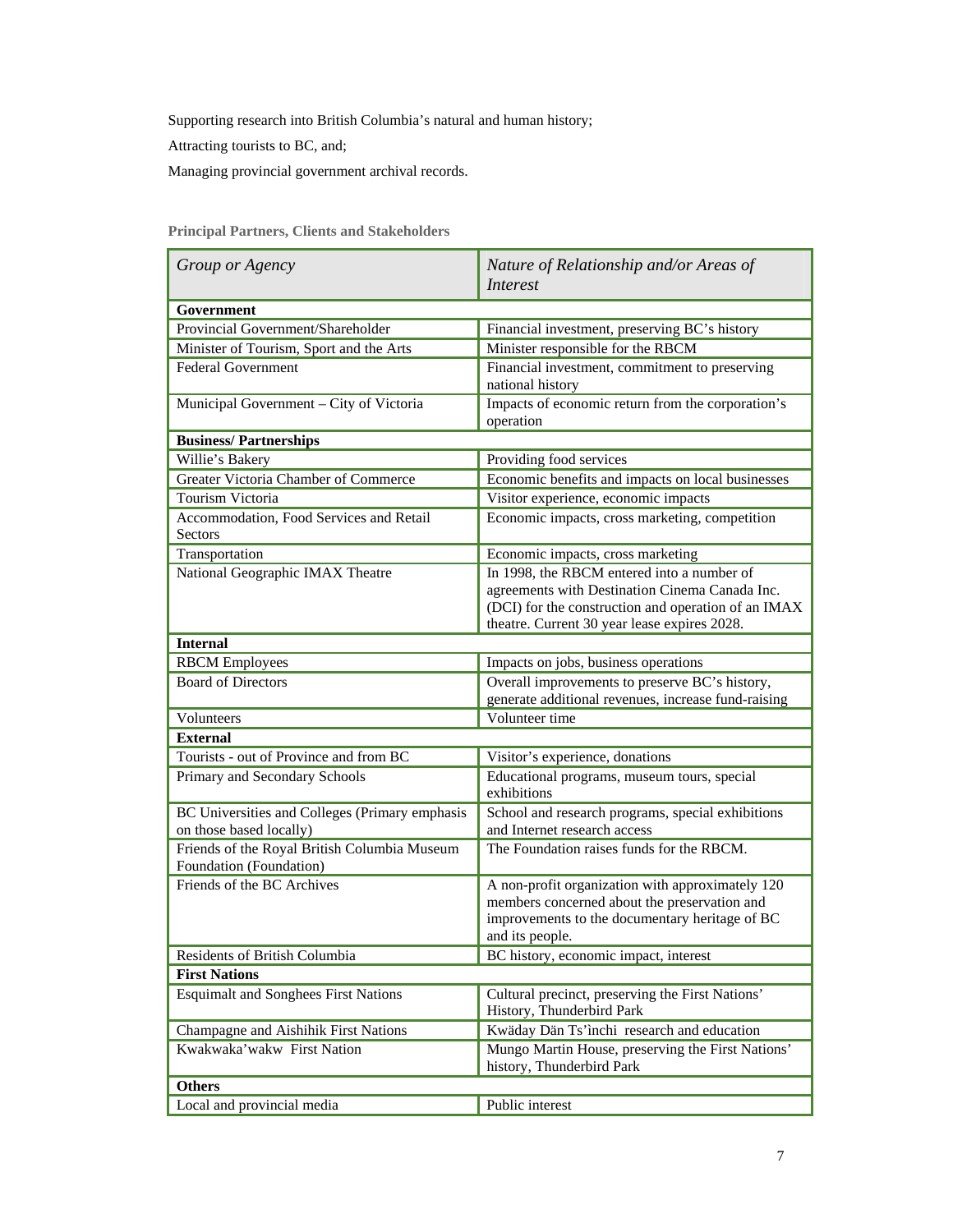Supporting research into British Columbia's natural and human history;

Attracting tourists to BC, and;

Managing provincial government archival records.

**Principal Partners, Clients and Stakeholders**

| *Group or Agency* | *Nature of Relationship and/or Areas of Interest* |
|---|---|
| **Government** | |
| Provincial Government/Shareholder | Financial investment, preserving BC's history |
| Minister of Tourism, Sport and the Arts | Minister responsible for the RBCM |
| Federal Government | Financial investment, commitment to preserving national history |
| Municipal Government – City of Victoria | Impacts of economic return from the corporation's operation |
| **Business/ Partnerships** | |
| Willie's Bakery | Providing food services |
| Greater Victoria Chamber of Commerce | Economic benefits and impacts on local businesses |
| Tourism Victoria | Visitor experience, economic impacts |
| Accommodation, Food Services and Retail Sectors | Economic impacts, cross marketing, competition |
| Transportation | Economic impacts, cross marketing |
| National Geographic IMAX Theatre | In 1998, the RBCM entered into a number of agreements with Destination Cinema Canada Inc. (DCI) for the construction and operation of an IMAX theatre. Current 30 year lease expires 2028. |
| **Internal** | |
| RBCM Employees | Impacts on jobs, business operations |
| Board of Directors | Overall improvements to preserve BC's history, generate additional revenues, increase fund-raising |
| Volunteers | Volunteer time |
| **External** | |
| Tourists - out of Province and from BC | Visitor's experience, donations |
| Primary and Secondary Schools | Educational programs, museum tours, special exhibitions |
| BC Universities and Colleges (Primary emphasis on those based locally) | School and research programs, special exhibitions and Internet research access |
| Friends of the Royal British Columbia Museum Foundation (Foundation) | The Foundation raises funds for the RBCM. |
| Friends of the BC Archives | A non-profit organization with approximately 120 members concerned about the preservation and improvements to the documentary heritage of BC and its people. |
| Residents of British Columbia | BC history, economic impact, interest |
| **First Nations** | |
| Esquimalt and Songhees First Nations | Cultural precinct, preserving the First Nations' History, Thunderbird Park |
| Champagne and Aishihik First Nations | Kwäday Dän Ts'ìnchi research and education |
| Kwakwaka'wakw First Nation | Mungo Martin House, preserving the First Nations' history, Thunderbird Park |
| **Others** | |
| Local and provincial media | Public interest |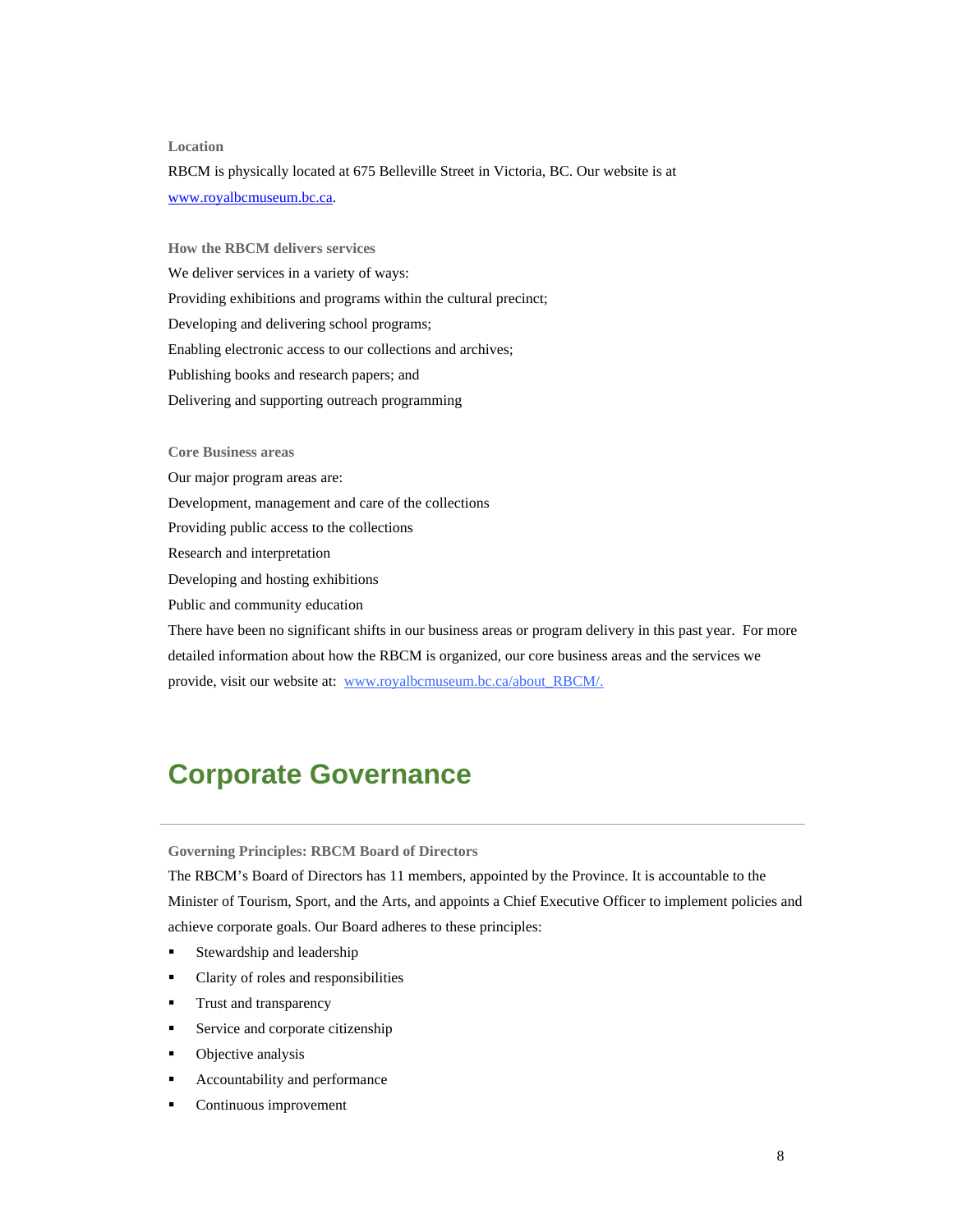### Location

RBCM is physically located at 675 Belleville Street in Victoria, BC. Our website is at [www.royalbcmuseum.bc.ca](http://www.royalbcmuseum.bc.ca).

### How the RBCM delivers services

We deliver services in a variety of ways:

Providing exhibitions and programs within the cultural precinct;

Developing and delivering school programs;

Enabling electronic access to our collections and archives;

Publishing books and research papers; and

Delivering and supporting outreach programming

### Core Business areas

Our major program areas are:

Development, management and care of the collections

Providing public access to the collections

Research and interpretation

Developing and hosting exhibitions

Public and community education

There have been no significant shifts in our business areas or program delivery in this past year. For more detailed information about how the RBCM is organized, our core business areas and the services we provide, visit our website at: [www.royalbcmuseum.bc.ca/about_RBCM/.](http://www.royalbcmuseum.bc.ca/about_RBCM/)

# Corporate Governance

### Governing Principles: RBCM Board of Directors

The RBCM's Board of Directors has 11 members, appointed by the Province. It is accountable to the Minister of Tourism, Sport, and the Arts, and appoints a Chief Executive Officer to implement policies and achieve corporate goals. Our Board adheres to these principles:

- Stewardship and leadership
- Clarity of roles and responsibilities
- Trust and transparency
- Service and corporate citizenship
- Objective analysis
- Accountability and performance
- Continuous improvement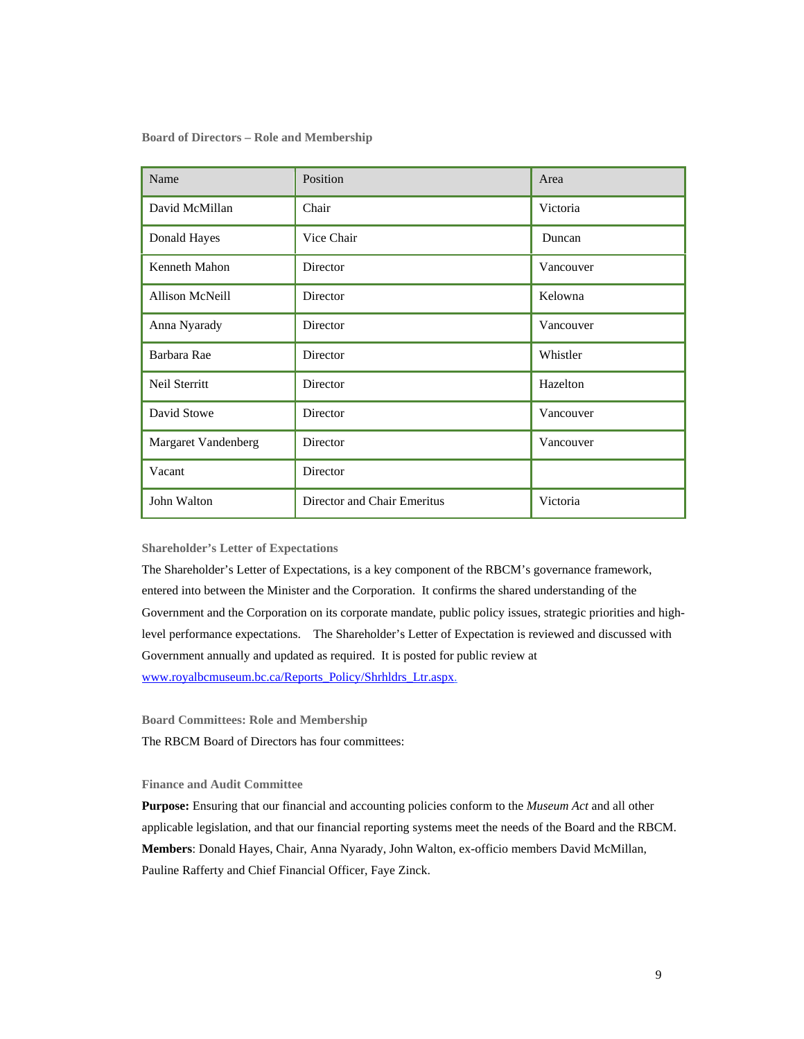### Board of Directors – Role and Membership

| Name | Position | Area |
|---|---|---|
| David McMillan | Chair | Victoria |
| Donald Hayes | Vice Chair | Duncan |
| Kenneth Mahon | Director | Vancouver |
| Allison McNeill | Director | Kelowna |
| Anna Nyarady | Director | Vancouver |
| Barbara Rae | Director | Whistler |
| Neil Sterritt | Director | Hazelton |
| David Stowe | Director | Vancouver |
| Margaret Vandenberg | Director | Vancouver |
| Vacant | Director | |
| John Walton | Director and Chair Emeritus | Victoria |

### Shareholder's Letter of Expectations

The Shareholder's Letter of Expectations, is a key component of the RBCM's governance framework, entered into between the Minister and the Corporation. It confirms the shared understanding of the Government and the Corporation on its corporate mandate, public policy issues, strategic priorities and high-level performance expectations. The Shareholder's Letter of Expectation is reviewed and discussed with Government annually and updated as required. It is posted for public review at www.royalbcmuseum.bc.ca/Reports_Policy/Shrhldrs_Ltr.aspx.

### Board Committees: Role and Membership

The RBCM Board of Directors has four committees:

### Finance and Audit Committee

**Purpose:** Ensuring that our financial and accounting policies conform to the *Museum Act* and all other applicable legislation, and that our financial reporting systems meet the needs of the Board and the RBCM.
**Members**: Donald Hayes, Chair, Anna Nyarady, John Walton, ex-officio members David McMillan, Pauline Rafferty and Chief Financial Officer, Faye Zinck.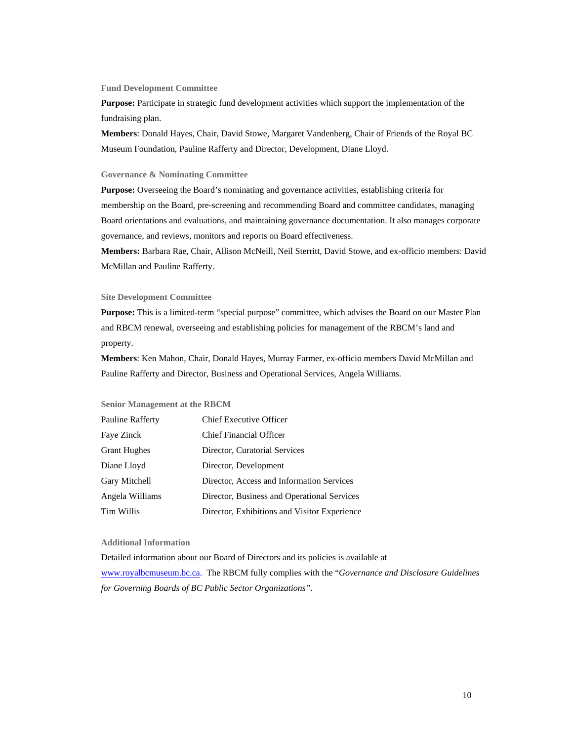### Fund Development Committee

**Purpose:** Participate in strategic fund development activities which support the implementation of the fundraising plan.

**Members**: Donald Hayes, Chair, David Stowe, Margaret Vandenberg, Chair of Friends of the Royal BC Museum Foundation, Pauline Rafferty and Director, Development, Diane Lloyd.

### Governance & Nominating Committee

**Purpose:** Overseeing the Board's nominating and governance activities, establishing criteria for membership on the Board, pre-screening and recommending Board and committee candidates, managing Board orientations and evaluations, and maintaining governance documentation. It also manages corporate governance, and reviews, monitors and reports on Board effectiveness.

**Members:** Barbara Rae, Chair, Allison McNeill, Neil Sterritt, David Stowe, and ex-officio members: David McMillan and Pauline Rafferty.

### Site Development Committee

**Purpose:** This is a limited-term "special purpose" committee, which advises the Board on our Master Plan and RBCM renewal, overseeing and establishing policies for management of the RBCM's land and property.

**Members**: Ken Mahon, Chair, Donald Hayes, Murray Farmer, ex-officio members David McMillan and Pauline Rafferty and Director, Business and Operational Services, Angela Williams.

### Senior Management at the RBCM

| | |
|---|---|
| Pauline Rafferty | Chief Executive Officer |
| Faye Zinck | Chief Financial Officer |
| Grant Hughes | Director, Curatorial Services |
| Diane Lloyd | Director, Development |
| Gary Mitchell | Director, Access and Information Services |
| Angela Williams | Director, Business and Operational Services |
| Tim Willis | Director, Exhibitions and Visitor Experience |

### Additional Information

Detailed information about our Board of Directors and its policies is available at www.royalbcmuseum.bc.ca. The RBCM fully complies with the "*Governance and Disclosure Guidelines for Governing Boards of BC Public Sector Organizations*".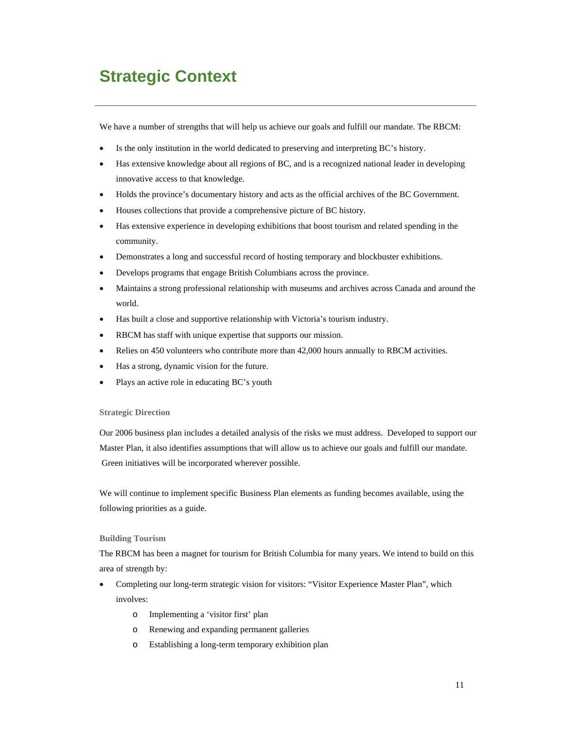# Strategic Context

We have a number of strengths that will help us achieve our goals and fulfill our mandate. The RBCM:

- Is the only institution in the world dedicated to preserving and interpreting BC's history.
- Has extensive knowledge about all regions of BC, and is a recognized national leader in developing innovative access to that knowledge.
- Holds the province's documentary history and acts as the official archives of the BC Government.
- Houses collections that provide a comprehensive picture of BC history.
- Has extensive experience in developing exhibitions that boost tourism and related spending in the community.
- Demonstrates a long and successful record of hosting temporary and blockbuster exhibitions.
- Develops programs that engage British Columbians across the province.
- Maintains a strong professional relationship with museums and archives across Canada and around the world.
- Has built a close and supportive relationship with Victoria's tourism industry.
- RBCM has staff with unique expertise that supports our mission.
- Relies on 450 volunteers who contribute more than 42,000 hours annually to RBCM activities.
- Has a strong, dynamic vision for the future.
- Plays an active role in educating BC's youth

### Strategic Direction

Our 2006 business plan includes a detailed analysis of the risks we must address. Developed to support our Master Plan, it also identifies assumptions that will allow us to achieve our goals and fulfill our mandate. Green initiatives will be incorporated wherever possible.

We will continue to implement specific Business Plan elements as funding becomes available, using the following priorities as a guide.

### Building Tourism

The RBCM has been a magnet for tourism for British Columbia for many years. We intend to build on this area of strength by:

- Completing our long-term strategic vision for visitors: "Visitor Experience Master Plan", which involves:
  - Implementing a 'visitor first' plan
  - Renewing and expanding permanent galleries
  - Establishing a long-term temporary exhibition plan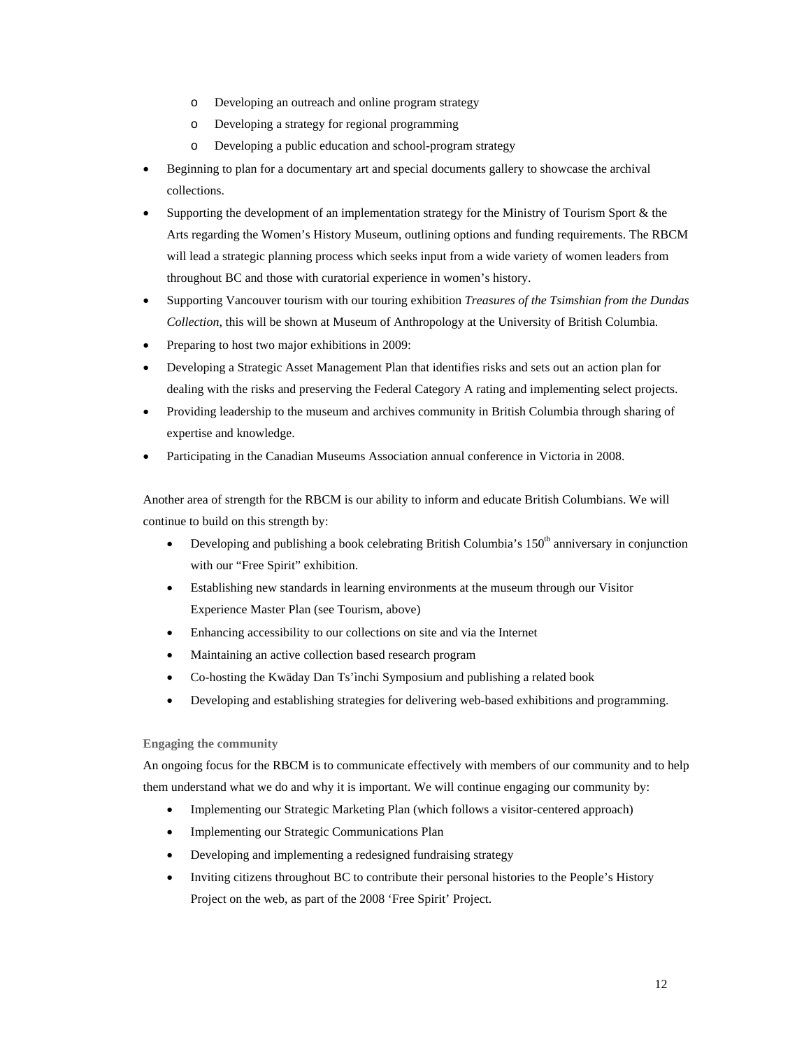- Developing an outreach and online program strategy
  - Developing a strategy for regional programming
  - Developing a public education and school-program strategy
- Beginning to plan for a documentary art and special documents gallery to showcase the archival collections.
- Supporting the development of an implementation strategy for the Ministry of Tourism Sport & the Arts regarding the Women's History Museum, outlining options and funding requirements. The RBCM will lead a strategic planning process which seeks input from a wide variety of women leaders from throughout BC and those with curatorial experience in women's history.
- Supporting Vancouver tourism with our touring exhibition *Treasures of the Tsimshian from the Dundas Collection*, this will be shown at Museum of Anthropology at the University of British Columbia.
- Preparing to host two major exhibitions in 2009:
- Developing a Strategic Asset Management Plan that identifies risks and sets out an action plan for dealing with the risks and preserving the Federal Category A rating and implementing select projects.
- Providing leadership to the museum and archives community in British Columbia through sharing of expertise and knowledge.
- Participating in the Canadian Museums Association annual conference in Victoria in 2008.

Another area of strength for the RBCM is our ability to inform and educate British Columbians. We will continue to build on this strength by:

- Developing and publishing a book celebrating British Columbia's 150th anniversary in conjunction with our "Free Spirit" exhibition.
- Establishing new standards in learning environments at the museum through our Visitor Experience Master Plan (see Tourism, above)
- Enhancing accessibility to our collections on site and via the Internet
- Maintaining an active collection based research program
- Co-hosting the Kwäday Dan Ts'ìnchi Symposium and publishing a related book
- Developing and establishing strategies for delivering web-based exhibitions and programming.

#### Engaging the community

An ongoing focus for the RBCM is to communicate effectively with members of our community and to help them understand what we do and why it is important. We will continue engaging our community by:

- Implementing our Strategic Marketing Plan (which follows a visitor-centered approach)
- Implementing our Strategic Communications Plan
- Developing and implementing a redesigned fundraising strategy
- Inviting citizens throughout BC to contribute their personal histories to the People's History Project on the web, as part of the 2008 'Free Spirit' Project.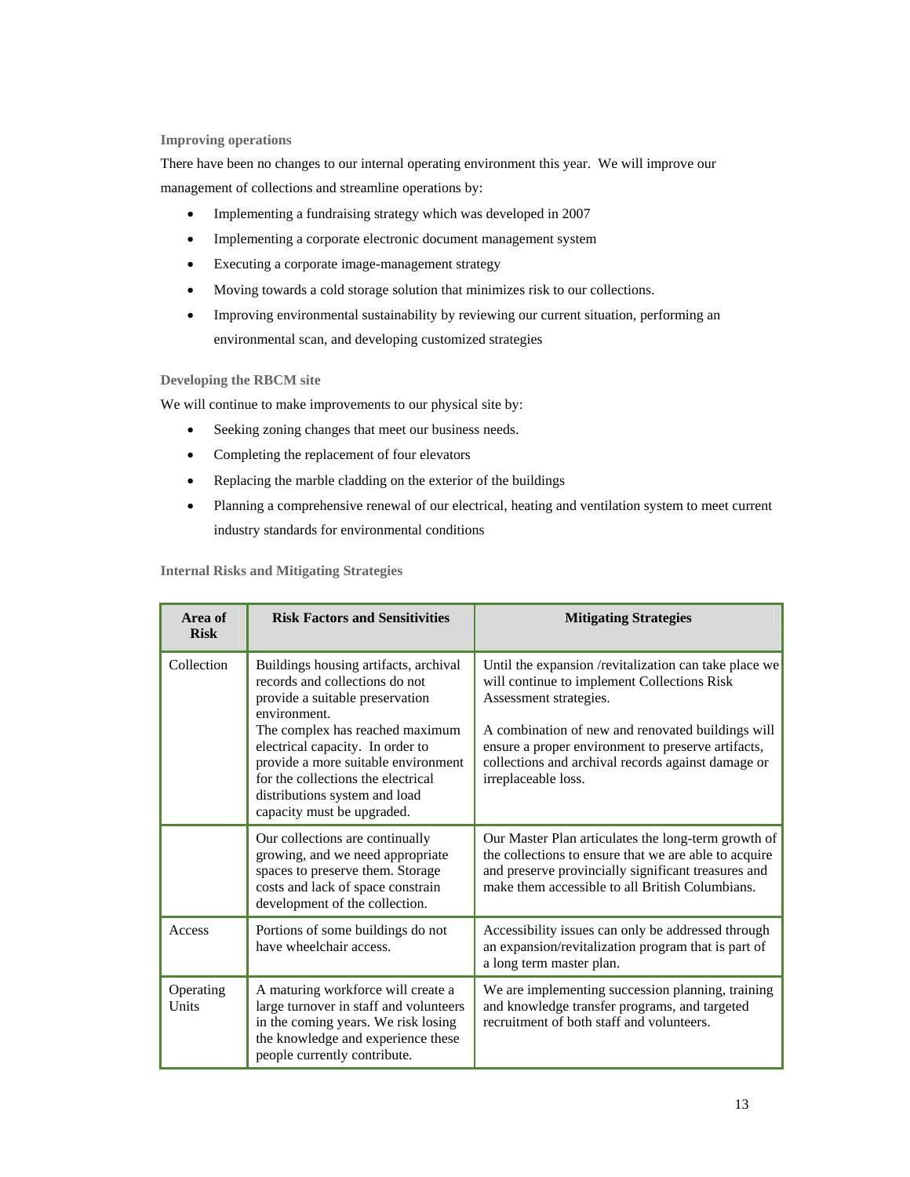### Improving operations

There have been no changes to our internal operating environment this year. We will improve our management of collections and streamline operations by:

- Implementing a fundraising strategy which was developed in 2007
- Implementing a corporate electronic document management system
- Executing a corporate image-management strategy
- Moving towards a cold storage solution that minimizes risk to our collections.
- Improving environmental sustainability by reviewing our current situation, performing an environmental scan, and developing customized strategies

### Developing the RBCM site

We will continue to make improvements to our physical site by:

- Seeking zoning changes that meet our business needs.
- Completing the replacement of four elevators
- Replacing the marble cladding on the exterior of the buildings
- Planning a comprehensive renewal of our electrical, heating and ventilation system to meet current industry standards for environmental conditions

### Internal Risks and Mitigating Strategies

| Area of Risk | Risk Factors and Sensitivities | Mitigating Strategies |
|---|---|---|
| Collection | Buildings housing artifacts, archival records and collections do not provide a suitable preservation environment.<br>The complex has reached maximum electrical capacity. In order to provide a more suitable environment for the collections the electrical distributions system and load capacity must be upgraded. | Until the expansion /revitalization can take place we will continue to implement Collections Risk Assessment strategies.<br><br>A combination of new and renovated buildings will ensure a proper environment to preserve artifacts, collections and archival records against damage or irreplaceable loss. |
| | Our collections are continually growing, and we need appropriate spaces to preserve them. Storage costs and lack of space constrain development of the collection. | Our Master Plan articulates the long-term growth of the collections to ensure that we are able to acquire and preserve provincially significant treasures and make them accessible to all British Columbians. |
| Access | Portions of some buildings do not have wheelchair access. | Accessibility issues can only be addressed through an expansion/revitalization program that is part of a long term master plan. |
| Operating Units | A maturing workforce will create a large turnover in staff and volunteers in the coming years. We risk losing the knowledge and experience these people currently contribute. | We are implementing succession planning, training and knowledge transfer programs, and targeted recruitment of both staff and volunteers. |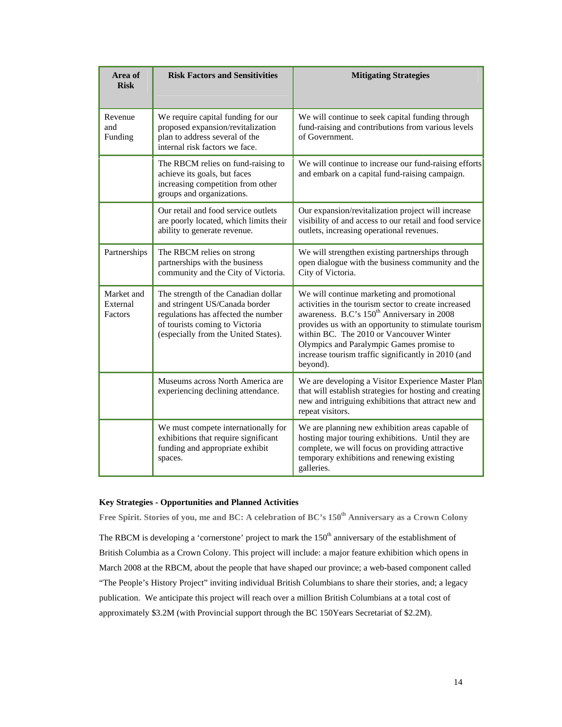| Area of Risk | Risk Factors and Sensitivities | Mitigating Strategies |
|---|---|---|
| Revenue and Funding | We require capital funding for our proposed expansion/revitalization plan to address several of the internal risk factors we face. | We will continue to seek capital funding through fund-raising and contributions from various levels of Government. |
| | The RBCM relies on fund-raising to achieve its goals, but faces increasing competition from other groups and organizations. | We will continue to increase our fund-raising efforts and embark on a capital fund-raising campaign. |
| | Our retail and food service outlets are poorly located, which limits their ability to generate revenue. | Our expansion/revitalization project will increase visibility of and access to our retail and food service outlets, increasing operational revenues. |
| Partnerships | The RBCM relies on strong partnerships with the business community and the City of Victoria. | We will strengthen existing partnerships through open dialogue with the business community and the City of Victoria. |
| Market and External Factors | The strength of the Canadian dollar and stringent US/Canada border regulations has affected the number of tourists coming to Victoria (especially from the United States). | We will continue marketing and promotional activities in the tourism sector to create increased awareness. B.C's 150th Anniversary in 2008 provides us with an opportunity to stimulate tourism within BC. The 2010 or Vancouver Winter Olympics and Paralympic Games promise to increase tourism traffic significantly in 2010 (and beyond). |
| | Museums across North America are experiencing declining attendance. | We are developing a Visitor Experience Master Plan that will establish strategies for hosting and creating new and intriguing exhibitions that attract new and repeat visitors. |
| | We must compete internationally for exhibitions that require significant funding and appropriate exhibit spaces. | We are planning new exhibition areas capable of hosting major touring exhibitions. Until they are complete, we will focus on providing attractive temporary exhibitions and renewing existing galleries. |

**Key Strategies - Opportunities and Planned Activities**

**Free Spirit. Stories of you, me and BC: A celebration of BC's 150th Anniversary as a Crown Colony**

The RBCM is developing a 'cornerstone' project to mark the 150th anniversary of the establishment of British Columbia as a Crown Colony. This project will include: a major feature exhibition which opens in March 2008 at the RBCM, about the people that have shaped our province; a web-based component called "The People's History Project" inviting individual British Columbians to share their stories, and; a legacy publication. We anticipate this project will reach over a million British Columbians at a total cost of approximately $3.2M (with Provincial support through the BC 150Years Secretariat of $2.2M).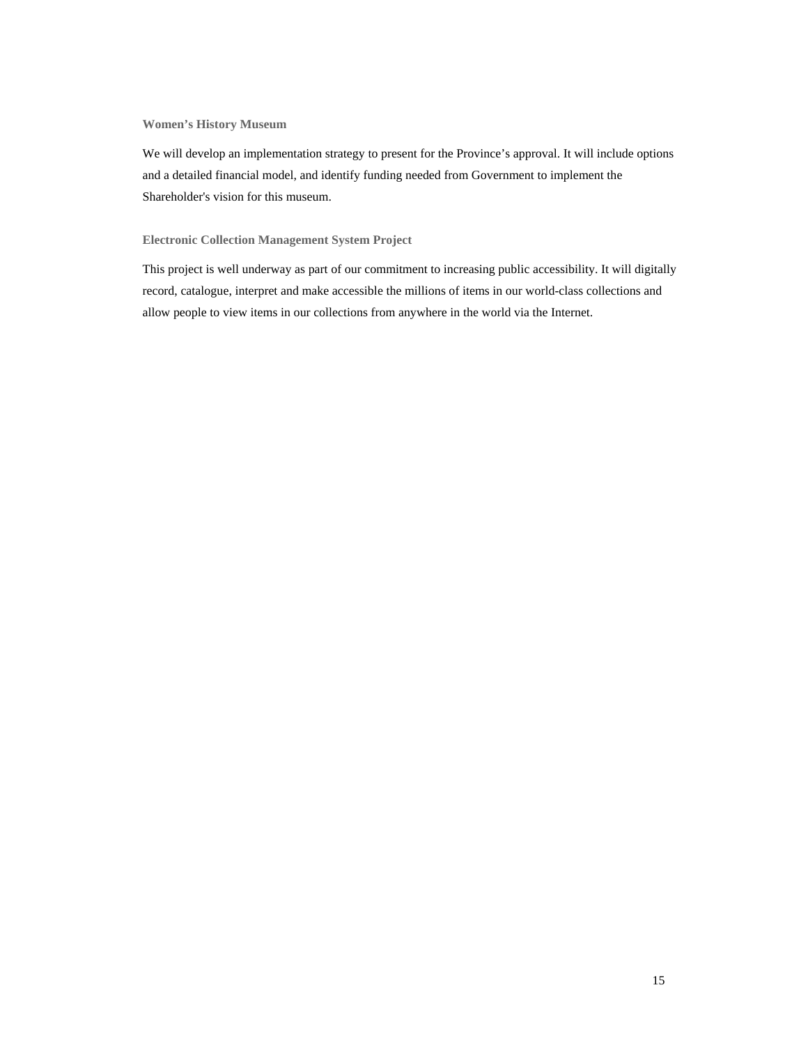### Women's History Museum

We will develop an implementation strategy to present for the Province's approval. It will include options and a detailed financial model, and identify funding needed from Government to implement the Shareholder's vision for this museum.

### Electronic Collection Management System Project

This project is well underway as part of our commitment to increasing public accessibility. It will digitally record, catalogue, interpret and make accessible the millions of items in our world-class collections and allow people to view items in our collections from anywhere in the world via the Internet.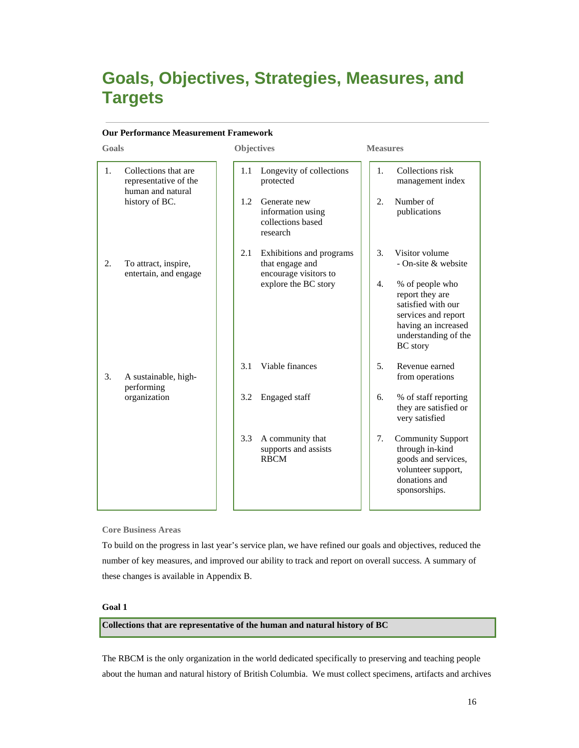# Goals, Objectives, Strategies, Measures, and Targets

**Our Performance Measurement Framework**

| Goals | Objectives | Measures |
|---|---|---|
| 1. Collections that are representative of the human and natural history of BC. | 1.1 Longevity of collections protected | 1. Collections risk management index |
| | 1.2 Generate new information using collections based research | 2. Number of publications |
| 2. To attract, inspire, entertain, and engage | 2.1 Exhibitions and programs that engage and encourage visitors to explore the BC story | 3. Visitor volume - On-site & website |
| | | 4. % of people who report they are satisfied with our services and report having an increased understanding of the BC story |
| 3. A sustainable, high-performing organization | 3.1 Viable finances | 5. Revenue earned from operations |
| | 3.2 Engaged staff | 6. % of staff reporting they are satisfied or very satisfied |
| | 3.3 A community that supports and assists RBCM | 7. Community Support through in-kind goods and services, volunteer support, donations and sponsorships. |

**Core Business Areas**

To build on the progress in last year's service plan, we have refined our goals and objectives, reduced the number of key measures, and improved our ability to track and report on overall success. A summary of these changes is available in Appendix B.

**Goal 1**

**Collections that are representative of the human and natural history of BC**

The RBCM is the only organization in the world dedicated specifically to preserving and teaching people about the human and natural history of British Columbia. We must collect specimens, artifacts and archives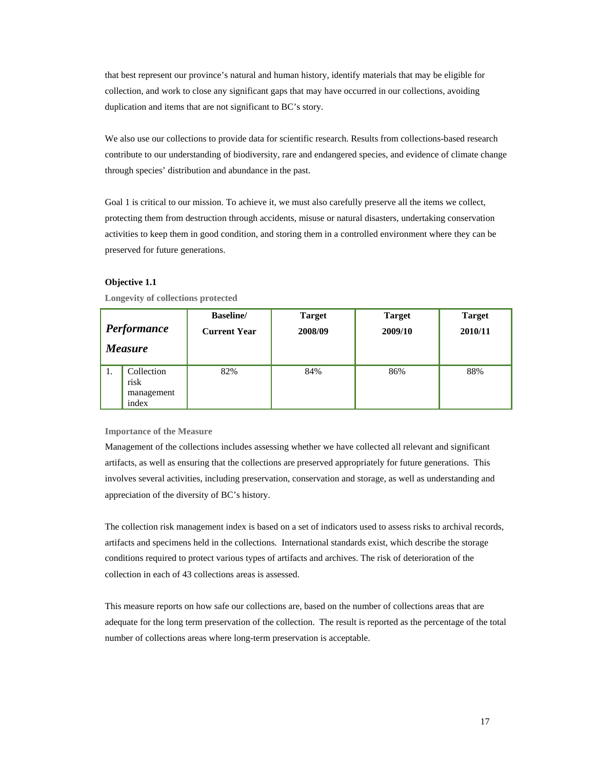that best represent our province's natural and human history, identify materials that may be eligible for collection, and work to close any significant gaps that may have occurred in our collections, avoiding duplication and items that are not significant to BC's story.

We also use our collections to provide data for scientific research. Results from collections-based research contribute to our understanding of biodiversity, rare and endangered species, and evidence of climate change through species' distribution and abundance in the past.

Goal 1 is critical to our mission. To achieve it, we must also carefully preserve all the items we collect, protecting them from destruction through accidents, misuse or natural disasters, undertaking conservation activities to keep them in good condition, and storing them in a controlled environment where they can be preserved for future generations.

**Objective 1.1**

**Longevity of collections protected**

| ***Performance Measure*** | | **Baseline/ Current Year** | **Target 2008/09** | **Target 2009/10** | **Target 2010/11** |
|---|---|---|---|---|---|
| 1. | Collection risk management index | 82% | 84% | 86% | 88% |

**Importance of the Measure**

Management of the collections includes assessing whether we have collected all relevant and significant artifacts, as well as ensuring that the collections are preserved appropriately for future generations. This involves several activities, including preservation, conservation and storage, as well as understanding and appreciation of the diversity of BC's history.

The collection risk management index is based on a set of indicators used to assess risks to archival records, artifacts and specimens held in the collections. International standards exist, which describe the storage conditions required to protect various types of artifacts and archives. The risk of deterioration of the collection in each of 43 collections areas is assessed.

This measure reports on how safe our collections are, based on the number of collections areas that are adequate for the long term preservation of the collection. The result is reported as the percentage of the total number of collections areas where long-term preservation is acceptable.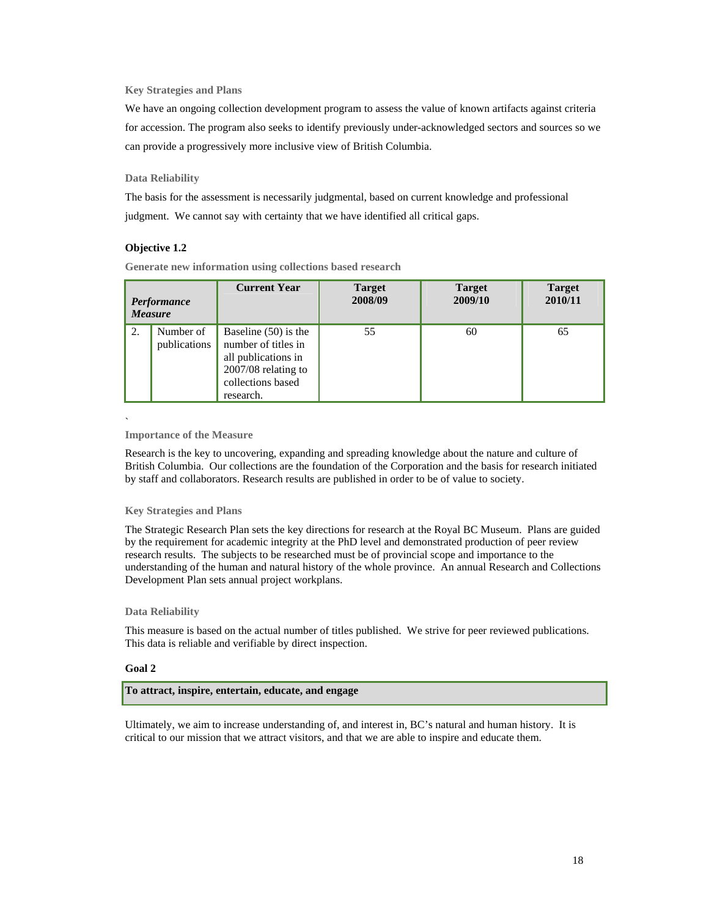#### Key Strategies and Plans

We have an ongoing collection development program to assess the value of known artifacts against criteria for accession. The program also seeks to identify previously under-acknowledged sectors and sources so we can provide a progressively more inclusive view of British Columbia.

#### Data Reliability

The basis for the assessment is necessarily judgmental, based on current knowledge and professional judgment. We cannot say with certainty that we have identified all critical gaps.

### Objective 1.2

#### Generate new information using collections based research

| ***Performance Measure*** | | **Current Year** | **Target 2008/09** | **Target 2009/10** | **Target 2010/11** |
|---|---|---|---|---|---|
| 2. | Number of publications | Baseline (50) is the number of titles in all publications in 2007/08 relating to collections based research. | 55 | 60 | 65 |

`

#### Importance of the Measure

Research is the key to uncovering, expanding and spreading knowledge about the nature and culture of British Columbia. Our collections are the foundation of the Corporation and the basis for research initiated by staff and collaborators. Research results are published in order to be of value to society.

#### Key Strategies and Plans

The Strategic Research Plan sets the key directions for research at the Royal BC Museum. Plans are guided by the requirement for academic integrity at the PhD level and demonstrated production of peer review research results. The subjects to be researched must be of provincial scope and importance to the understanding of the human and natural history of the whole province. An annual Research and Collections Development Plan sets annual project workplans.

#### Data Reliability

This measure is based on the actual number of titles published. We strive for peer reviewed publications. This data is reliable and verifiable by direct inspection.

### Goal 2

**To attract, inspire, entertain, educate, and engage**

Ultimately, we aim to increase understanding of, and interest in, BC's natural and human history. It is critical to our mission that we attract visitors, and that we are able to inspire and educate them.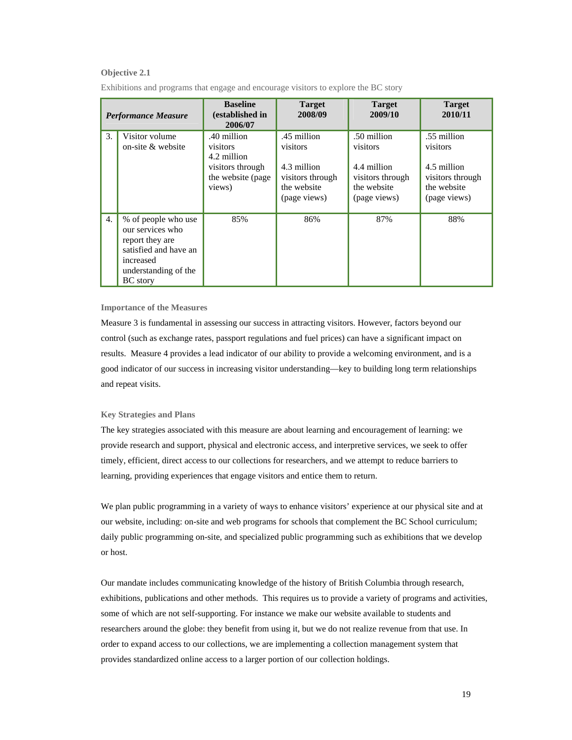**Objective 2.1**

Exhibitions and programs that engage and encourage visitors to explore the BC story

| | *Performance Measure* | Baseline (established in 2006/07 | Target 2008/09 | Target 2009/10 | Target 2010/11 |
|---|---|---|---|---|---|
| 3. | Visitor volume on-site & website | .40 million visitors 4.2 million visitors through the website (page views) | .45 million visitors<br><br>4.3 million visitors through the website (page views) | .50 million visitors<br><br>4.4 million visitors through the website (page views) | .55 million visitors<br><br>4.5 million visitors through the website (page views) |
| 4. | % of people who use our services who report they are satisfied and have an increased understanding of the BC story | 85% | 86% | 87% | 88% |

**Importance of the Measures**

Measure 3 is fundamental in assessing our success in attracting visitors. However, factors beyond our control (such as exchange rates, passport regulations and fuel prices) can have a significant impact on results. Measure 4 provides a lead indicator of our ability to provide a welcoming environment, and is a good indicator of our success in increasing visitor understanding—key to building long term relationships and repeat visits.

**Key Strategies and Plans**

The key strategies associated with this measure are about learning and encouragement of learning: we provide research and support, physical and electronic access, and interpretive services, we seek to offer timely, efficient, direct access to our collections for researchers, and we attempt to reduce barriers to learning, providing experiences that engage visitors and entice them to return.

We plan public programming in a variety of ways to enhance visitors' experience at our physical site and at our website, including: on-site and web programs for schools that complement the BC School curriculum; daily public programming on-site, and specialized public programming such as exhibitions that we develop or host.

Our mandate includes communicating knowledge of the history of British Columbia through research, exhibitions, publications and other methods. This requires us to provide a variety of programs and activities, some of which are not self-supporting. For instance we make our website available to students and researchers around the globe: they benefit from using it, but we do not realize revenue from that use. In order to expand access to our collections, we are implementing a collection management system that provides standardized online access to a larger portion of our collection holdings.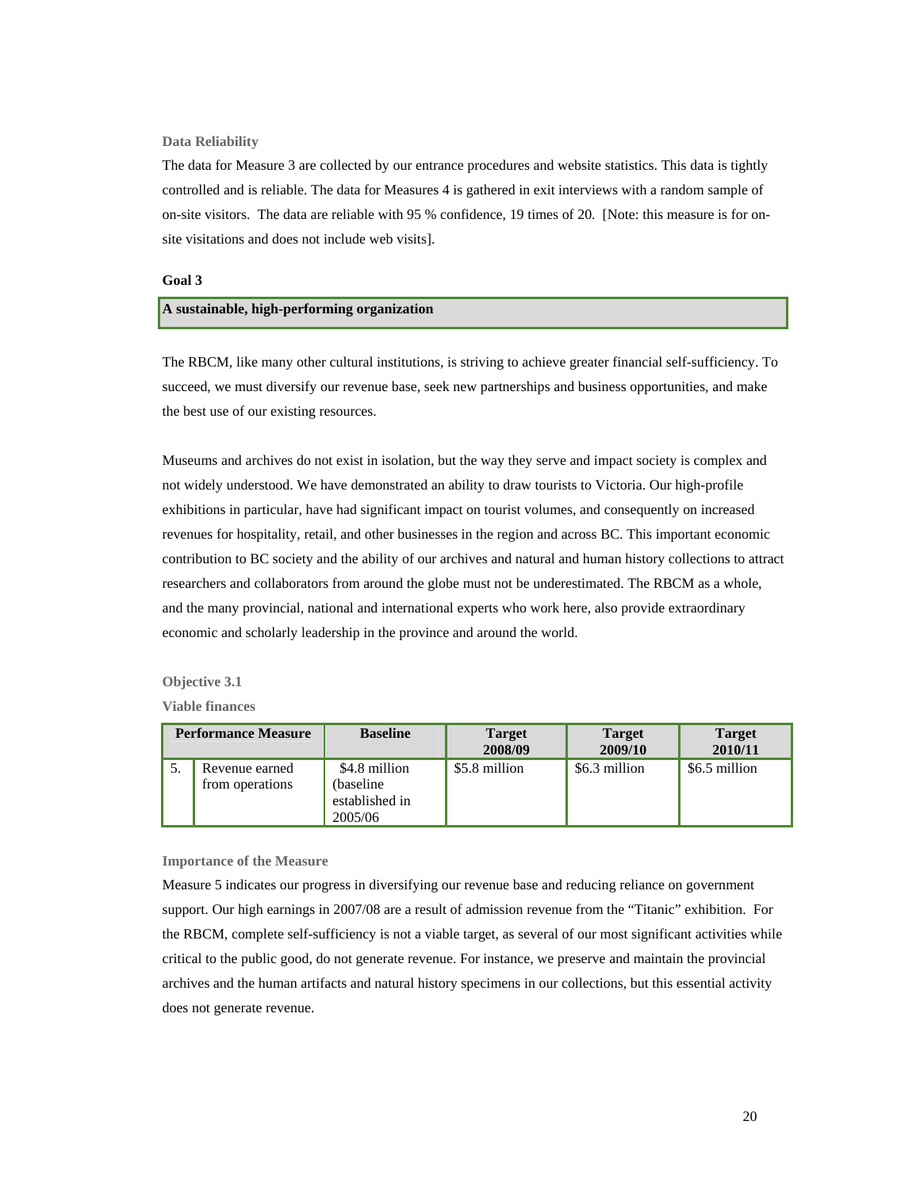### Data Reliability

The data for Measure 3 are collected by our entrance procedures and website statistics. This data is tightly controlled and is reliable. The data for Measures 4 is gathered in exit interviews with a random sample of on-site visitors. The data are reliable with 95 % confidence, 19 times of 20. [Note: this measure is for on-site visitations and does not include web visits].

## Goal 3

**A sustainable, high-performing organization**

The RBCM, like many other cultural institutions, is striving to achieve greater financial self-sufficiency. To succeed, we must diversify our revenue base, seek new partnerships and business opportunities, and make the best use of our existing resources.

Museums and archives do not exist in isolation, but the way they serve and impact society is complex and not widely understood. We have demonstrated an ability to draw tourists to Victoria. Our high-profile exhibitions in particular, have had significant impact on tourist volumes, and consequently on increased revenues for hospitality, retail, and other businesses in the region and across BC. This important economic contribution to BC society and the ability of our archives and natural and human history collections to attract researchers and collaborators from around the globe must not be underestimated. The RBCM as a whole, and the many provincial, national and international experts who work here, also provide extraordinary economic and scholarly leadership in the province and around the world.

### Objective 3.1

### Viable finances

| Performance Measure | | Baseline | Target 2008/09 | Target 2009/10 | Target 2010/11 |
|---|---|---|---|---|---|
| 5. | Revenue earned from operations | $4.8 million (baseline established in 2005/06 | $5.8 million | $6.3 million | $6.5 million |

### Importance of the Measure

Measure 5 indicates our progress in diversifying our revenue base and reducing reliance on government support. Our high earnings in 2007/08 are a result of admission revenue from the "Titanic" exhibition. For the RBCM, complete self-sufficiency is not a viable target, as several of our most significant activities while critical to the public good, do not generate revenue. For instance, we preserve and maintain the provincial archives and the human artifacts and natural history specimens in our collections, but this essential activity does not generate revenue.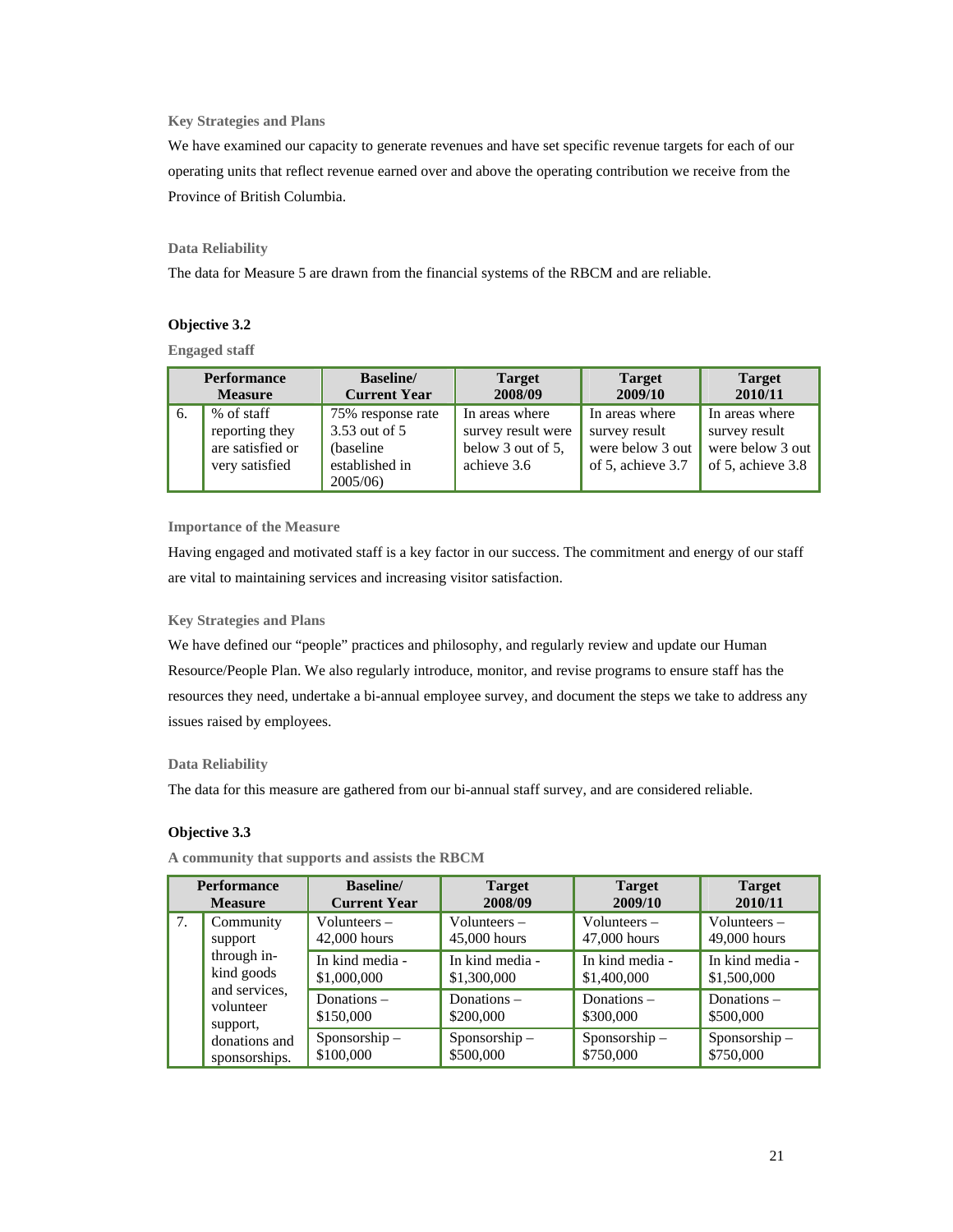#### Key Strategies and Plans

We have examined our capacity to generate revenues and have set specific revenue targets for each of our operating units that reflect revenue earned over and above the operating contribution we receive from the Province of British Columbia.

#### Data Reliability

The data for Measure 5 are drawn from the financial systems of the RBCM and are reliable.

### Objective 3.2

#### Engaged staff

| Performance Measure | | Baseline/ Current Year | Target 2008/09 | Target 2009/10 | Target 2010/11 |
|---|---|---|---|---|---|
| 6. | % of staff reporting they are satisfied or very satisfied | 75% response rate 3.53 out of 5 (baseline established in 2005/06) | In areas where survey result were below 3 out of 5, achieve 3.6 | In areas where survey result were below 3 out of 5, achieve 3.7 | In areas where survey result were below 3 out of 5, achieve 3.8 |

#### Importance of the Measure

Having engaged and motivated staff is a key factor in our success. The commitment and energy of our staff are vital to maintaining services and increasing visitor satisfaction.

#### Key Strategies and Plans

We have defined our "people" practices and philosophy, and regularly review and update our Human Resource/People Plan. We also regularly introduce, monitor, and revise programs to ensure staff has the resources they need, undertake a bi-annual employee survey, and document the steps we take to address any issues raised by employees.

#### Data Reliability

The data for this measure are gathered from our bi-annual staff survey, and are considered reliable.

### Objective 3.3

#### A community that supports and assists the RBCM

| Performance Measure | | Baseline/ Current Year | Target 2008/09 | Target 2009/10 | Target 2010/11 |
|---|---|---|---|---|---|
| 7. | Community support through in-kind goods and services, volunteer support, donations and sponsorships. | Volunteers – 42,000 hours | Volunteers – 45,000 hours | Volunteers – 47,000 hours | Volunteers – 49,000 hours |
| | | In kind media - $1,000,000 | In kind media - $1,300,000 | In kind media - $1,400,000 | In kind media - $1,500,000 |
| | | Donations – $150,000 | Donations – $200,000 | Donations – $300,000 | Donations – $500,000 |
| | | Sponsorship – $100,000 | Sponsorship – $500,000 | Sponsorship – $750,000 | Sponsorship – $750,000 |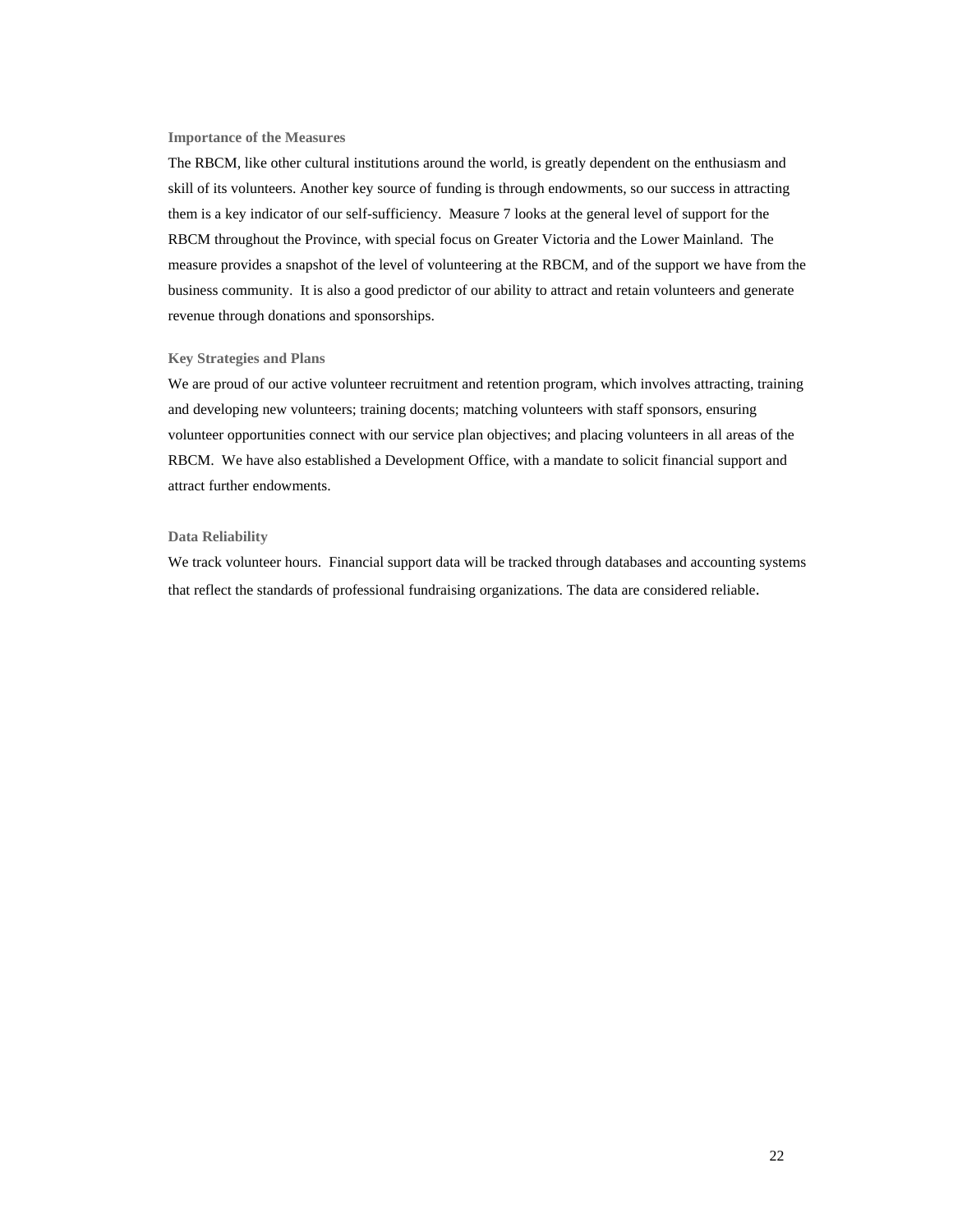### Importance of the Measures

The RBCM, like other cultural institutions around the world, is greatly dependent on the enthusiasm and skill of its volunteers. Another key source of funding is through endowments, so our success in attracting them is a key indicator of our self-sufficiency. Measure 7 looks at the general level of support for the RBCM throughout the Province, with special focus on Greater Victoria and the Lower Mainland. The measure provides a snapshot of the level of volunteering at the RBCM, and of the support we have from the business community. It is also a good predictor of our ability to attract and retain volunteers and generate revenue through donations and sponsorships.

### Key Strategies and Plans

We are proud of our active volunteer recruitment and retention program, which involves attracting, training and developing new volunteers; training docents; matching volunteers with staff sponsors, ensuring volunteer opportunities connect with our service plan objectives; and placing volunteers in all areas of the RBCM. We have also established a Development Office, with a mandate to solicit financial support and attract further endowments.

### Data Reliability

We track volunteer hours. Financial support data will be tracked through databases and accounting systems that reflect the standards of professional fundraising organizations. The data are considered reliable.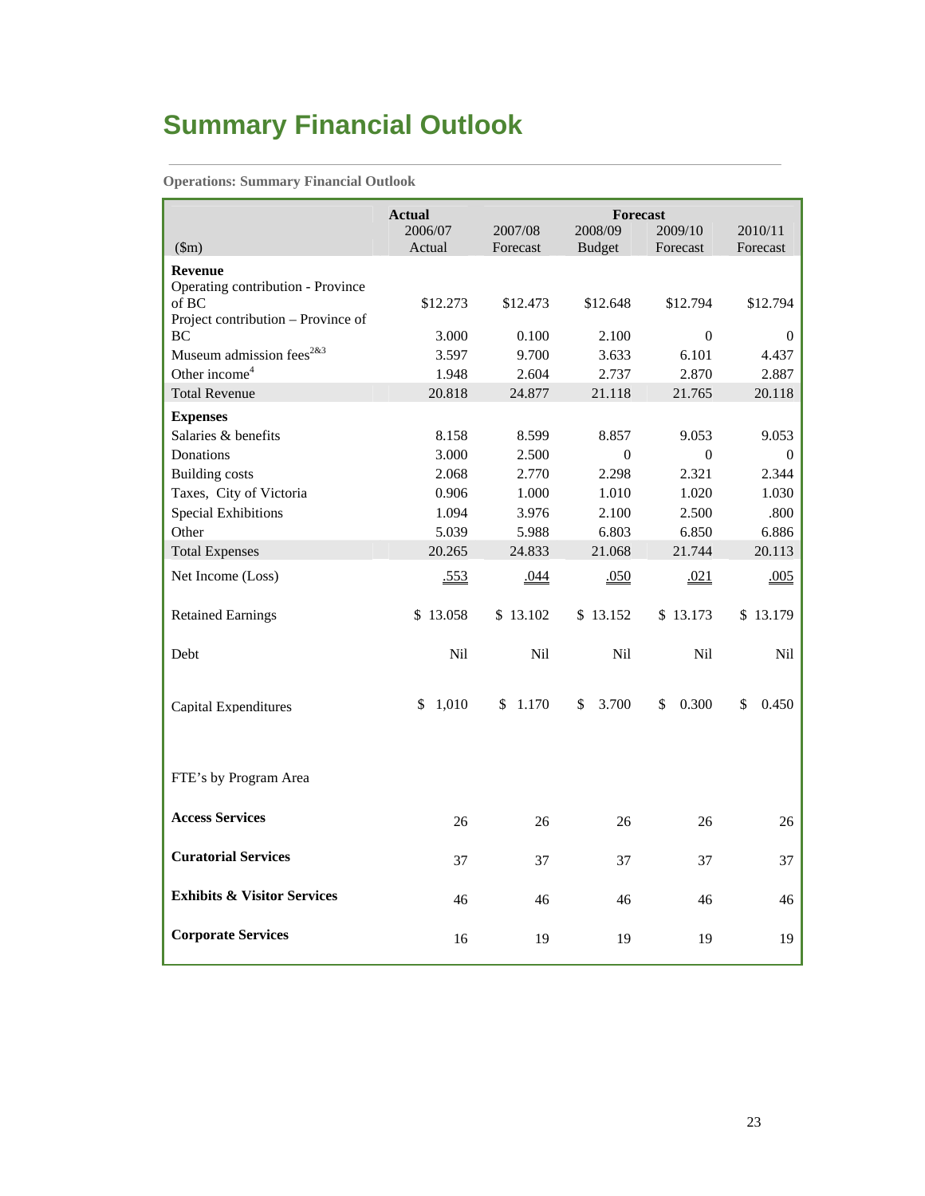# Summary Financial Outlook

**Operations: Summary Financial Outlook**

| ($m) | **Actual** 2006/07 Actual | 2007/08 Forecast | **Forecast** 2008/09 Budget | 2009/10 Forecast | 2010/11 Forecast |
|---|---|---|---|---|---|
| **Revenue** | | | | | |
| Operating contribution - Province of BC | $12.273 | $12.473 | $12.648 | $12.794 | $12.794 |
| Project contribution – Province of BC | 3.000 | 0.100 | 2.100 | 0 | 0 |
| Museum admission fees[2&3] | 3.597 | 9.700 | 3.633 | 6.101 | 4.437 |
| Other income[4] | 1.948 | 2.604 | 2.737 | 2.870 | 2.887 |
| Total Revenue | 20.818 | 24.877 | 21.118 | 21.765 | 20.118 |
| **Expenses** | | | | | |
| Salaries & benefits | 8.158 | 8.599 | 8.857 | 9.053 | 9.053 |
| Donations | 3.000 | 2.500 | 0 | 0 | 0 |
| Building costs | 2.068 | 2.770 | 2.298 | 2.321 | 2.344 |
| Taxes, City of Victoria | 0.906 | 1.000 | 1.010 | 1.020 | 1.030 |
| Special Exhibitions | 1.094 | 3.976 | 2.100 | 2.500 | .800 |
| Other | 5.039 | 5.988 | 6.803 | 6.850 | 6.886 |
| Total Expenses | 20.265 | 24.833 | 21.068 | 21.744 | 20.113 |
| Net Income (Loss) | .553 | .044 | .050 | .021 | .005 |
| Retained Earnings | $ 13.058 | $ 13.102 | $ 13.152 | $ 13.173 | $ 13.179 |
| Debt | Nil | Nil | Nil | Nil | Nil |
| Capital Expenditures | $ 1,010 | $ 1.170 | $ 3.700 | $ 0.300 | $ 0.450 |
| FTE's by Program Area | | | | | |
| **Access Services** | 26 | 26 | 26 | 26 | 26 |
| **Curatorial Services** | 37 | 37 | 37 | 37 | 37 |
| **Exhibits & Visitor Services** | 46 | 46 | 46 | 46 | 46 |
| **Corporate Services** | 16 | 19 | 19 | 19 | 19 |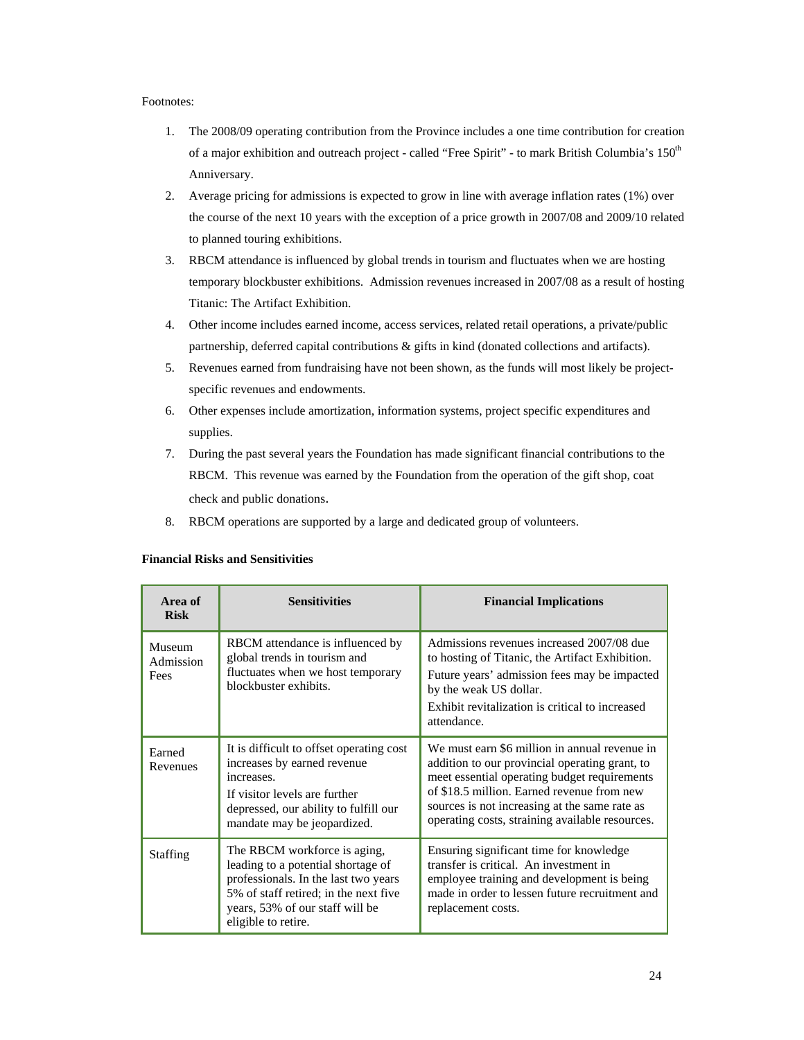Footnotes:

1. The 2008/09 operating contribution from the Province includes a one time contribution for creation of a major exhibition and outreach project - called "Free Spirit" - to mark British Columbia's 150th Anniversary.
2. Average pricing for admissions is expected to grow in line with average inflation rates (1%) over the course of the next 10 years with the exception of a price growth in 2007/08 and 2009/10 related to planned touring exhibitions.
3. RBCM attendance is influenced by global trends in tourism and fluctuates when we are hosting temporary blockbuster exhibitions. Admission revenues increased in 2007/08 as a result of hosting Titanic: The Artifact Exhibition.
4. Other income includes earned income, access services, related retail operations, a private/public partnership, deferred capital contributions & gifts in kind (donated collections and artifacts).
5. Revenues earned from fundraising have not been shown, as the funds will most likely be project-specific revenues and endowments.
6. Other expenses include amortization, information systems, project specific expenditures and supplies.
7. During the past several years the Foundation has made significant financial contributions to the RBCM. This revenue was earned by the Foundation from the operation of the gift shop, coat check and public donations.
8. RBCM operations are supported by a large and dedicated group of volunteers.

**Financial Risks and Sensitivities**

| Area of Risk | Sensitivities | Financial Implications |
|---|---|---|
| Museum Admission Fees | RBCM attendance is influenced by global trends in tourism and fluctuates when we host temporary blockbuster exhibits. | Admissions revenues increased 2007/08 due to hosting of Titanic, the Artifact Exhibition. Future years' admission fees may be impacted by the weak US dollar. Exhibit revitalization is critical to increased attendance. |
| Earned Revenues | It is difficult to offset operating cost increases by earned revenue increases. If visitor levels are further depressed, our ability to fulfill our mandate may be jeopardized. | We must earn $6 million in annual revenue in addition to our provincial operating grant, to meet essential operating budget requirements of $18.5 million. Earned revenue from new sources is not increasing at the same rate as operating costs, straining available resources. |
| Staffing | The RBCM workforce is aging, leading to a potential shortage of professionals. In the last two years 5% of staff retired; in the next five years, 53% of our staff will be eligible to retire. | Ensuring significant time for knowledge transfer is critical. An investment in employee training and development is being made in order to lessen future recruitment and replacement costs. |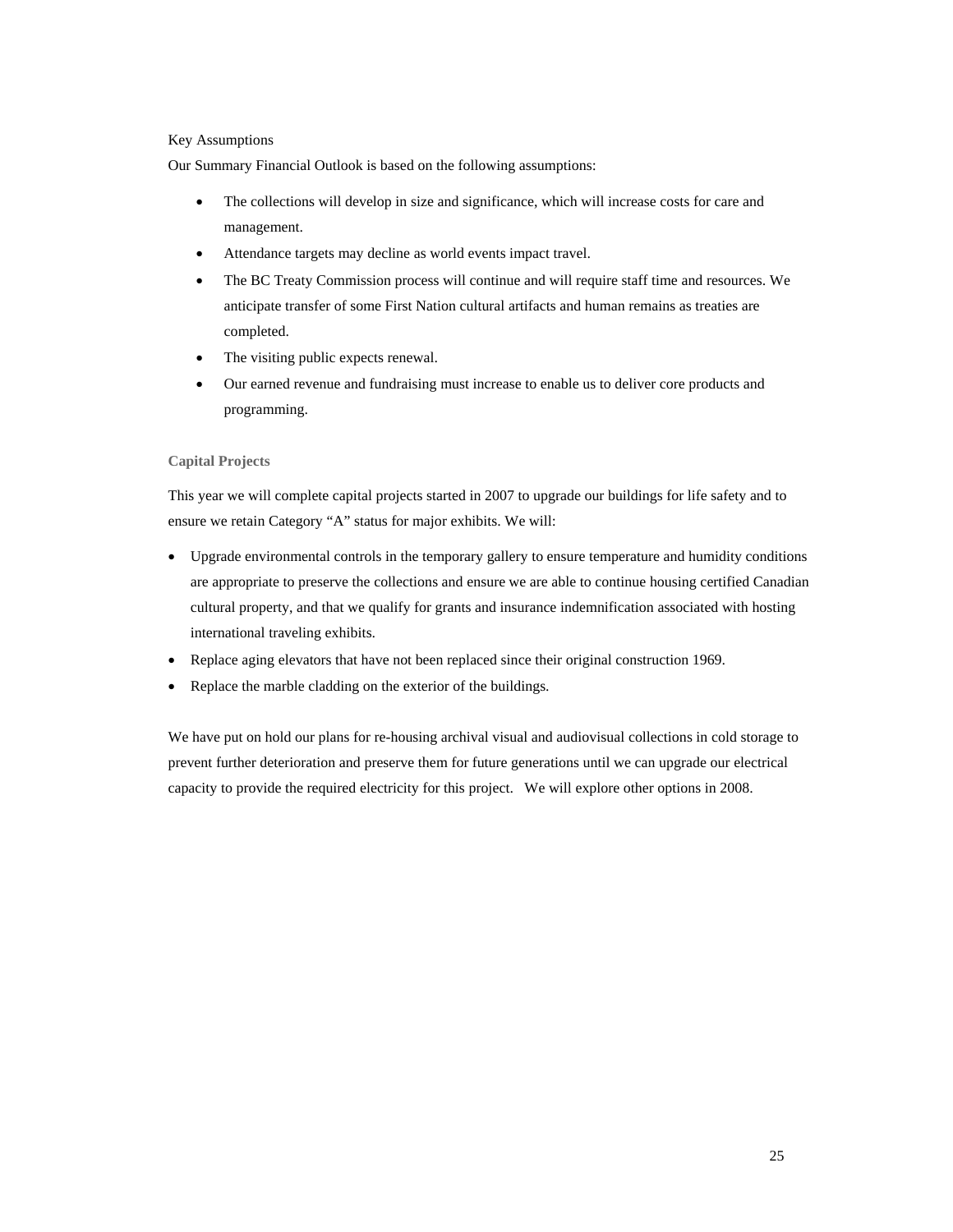Key Assumptions

Our Summary Financial Outlook is based on the following assumptions:

- The collections will develop in size and significance, which will increase costs for care and management.
- Attendance targets may decline as world events impact travel.
- The BC Treaty Commission process will continue and will require staff time and resources. We anticipate transfer of some First Nation cultural artifacts and human remains as treaties are completed.
- The visiting public expects renewal.
- Our earned revenue and fundraising must increase to enable us to deliver core products and programming.

### Capital Projects

This year we will complete capital projects started in 2007 to upgrade our buildings for life safety and to ensure we retain Category "A" status for major exhibits. We will:

- Upgrade environmental controls in the temporary gallery to ensure temperature and humidity conditions are appropriate to preserve the collections and ensure we are able to continue housing certified Canadian cultural property, and that we qualify for grants and insurance indemnification associated with hosting international traveling exhibits.
- Replace aging elevators that have not been replaced since their original construction 1969.
- Replace the marble cladding on the exterior of the buildings.

We have put on hold our plans for re-housing archival visual and audiovisual collections in cold storage to prevent further deterioration and preserve them for future generations until we can upgrade our electrical capacity to provide the required electricity for this project. We will explore other options in 2008.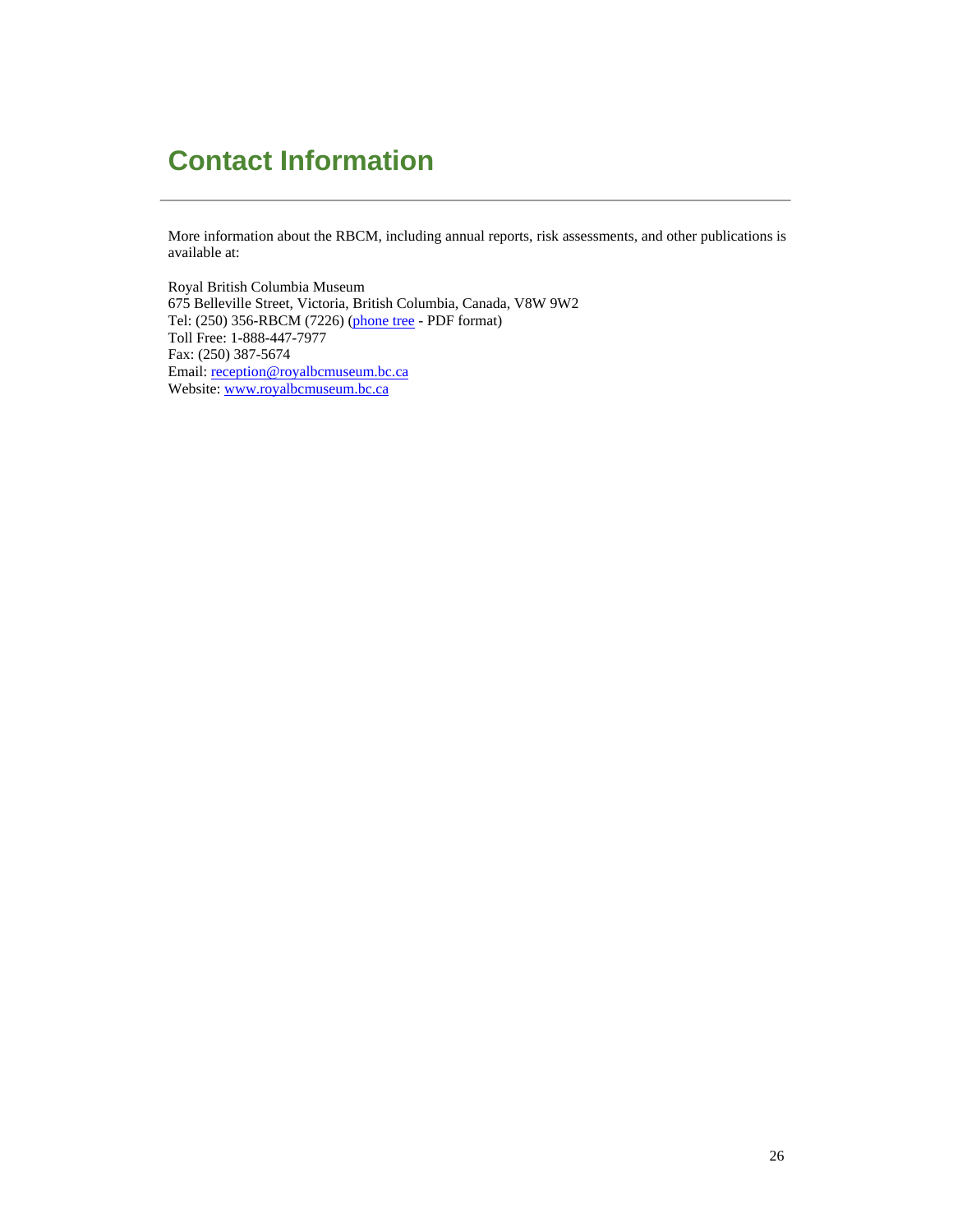# Contact Information

More information about the RBCM, including annual reports, risk assessments, and other publications is available at:

Royal British Columbia Museum
675 Belleville Street, Victoria, British Columbia, Canada, V8W 9W2
Tel: (250) 356-RBCM (7226) (phone tree - PDF format)
Toll Free: 1-888-447-7977
Fax: (250) 387-5674
Email: reception@royalbcmuseum.bc.ca
Website: www.royalbcmuseum.bc.ca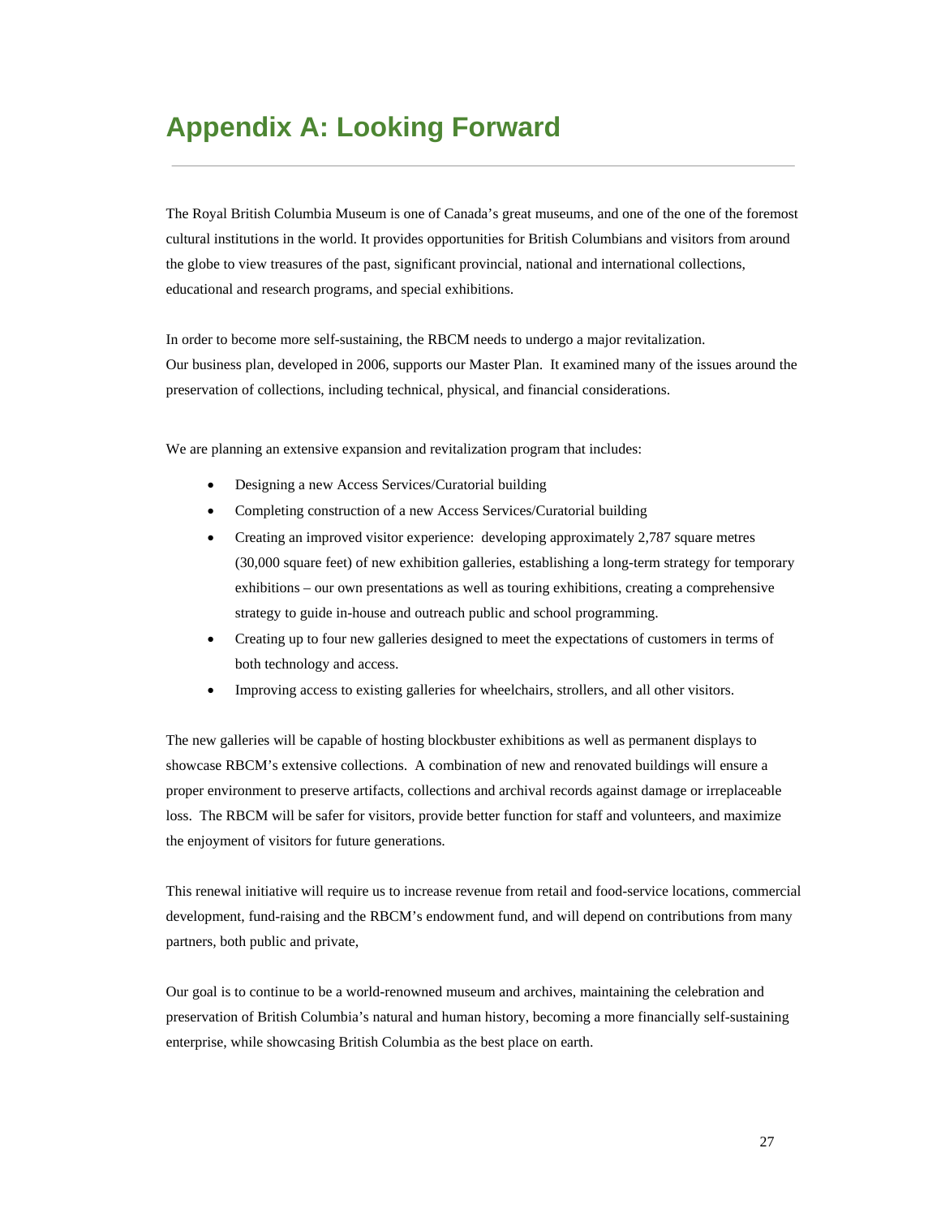# Appendix A: Looking Forward

The Royal British Columbia Museum is one of Canada's great museums, and one of the one of the foremost cultural institutions in the world. It provides opportunities for British Columbians and visitors from around the globe to view treasures of the past, significant provincial, national and international collections, educational and research programs, and special exhibitions.

In order to become more self-sustaining, the RBCM needs to undergo a major revitalization. Our business plan, developed in 2006, supports our Master Plan. It examined many of the issues around the preservation of collections, including technical, physical, and financial considerations.

We are planning an extensive expansion and revitalization program that includes:

- Designing a new Access Services/Curatorial building
- Completing construction of a new Access Services/Curatorial building
- Creating an improved visitor experience: developing approximately 2,787 square metres (30,000 square feet) of new exhibition galleries, establishing a long-term strategy for temporary exhibitions – our own presentations as well as touring exhibitions, creating a comprehensive strategy to guide in-house and outreach public and school programming.
- Creating up to four new galleries designed to meet the expectations of customers in terms of both technology and access.
- Improving access to existing galleries for wheelchairs, strollers, and all other visitors.

The new galleries will be capable of hosting blockbuster exhibitions as well as permanent displays to showcase RBCM's extensive collections. A combination of new and renovated buildings will ensure a proper environment to preserve artifacts, collections and archival records against damage or irreplaceable loss. The RBCM will be safer for visitors, provide better function for staff and volunteers, and maximize the enjoyment of visitors for future generations.

This renewal initiative will require us to increase revenue from retail and food-service locations, commercial development, fund-raising and the RBCM's endowment fund, and will depend on contributions from many partners, both public and private,

Our goal is to continue to be a world-renowned museum and archives, maintaining the celebration and preservation of British Columbia's natural and human history, becoming a more financially self-sustaining enterprise, while showcasing British Columbia as the best place on earth.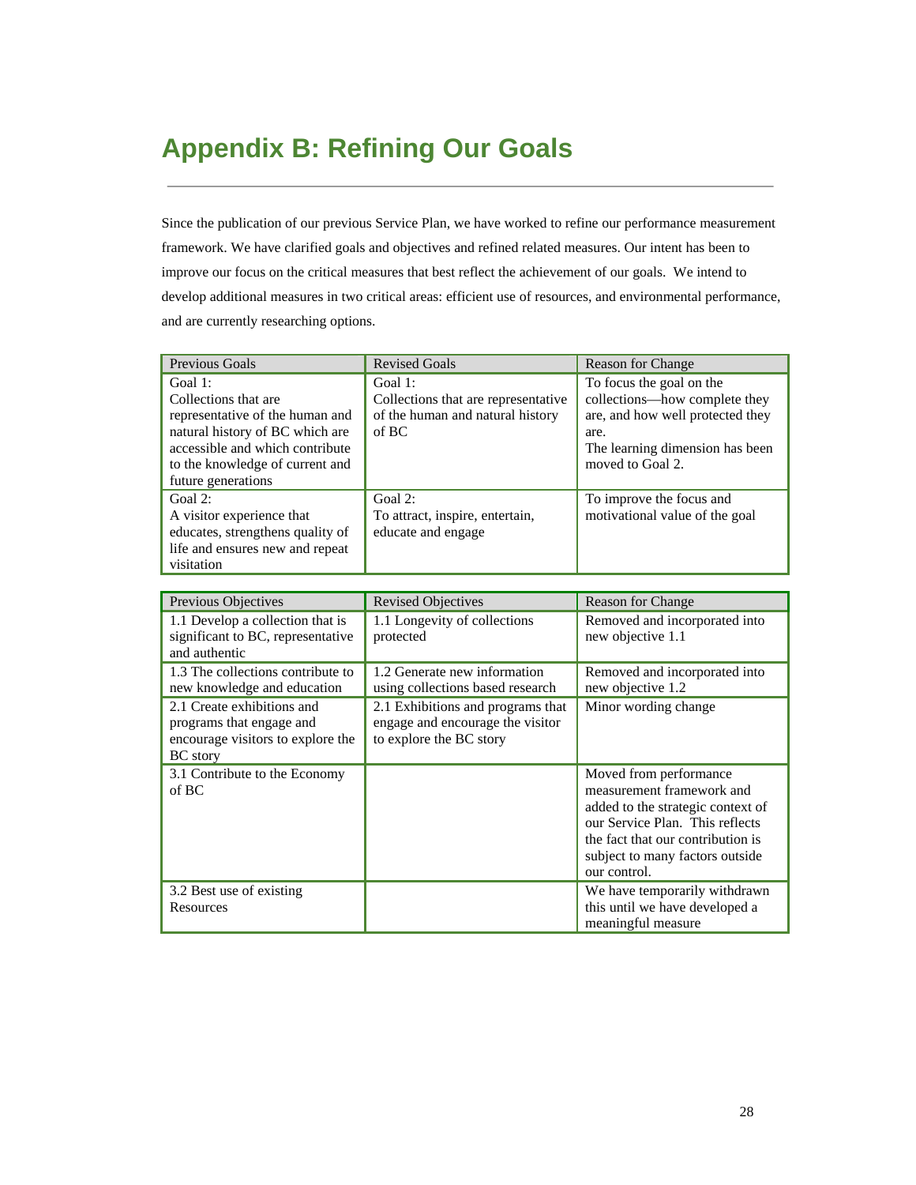# Appendix B: Refining Our Goals

Since the publication of our previous Service Plan, we have worked to refine our performance measurement framework. We have clarified goals and objectives and refined related measures. Our intent has been to improve our focus on the critical measures that best reflect the achievement of our goals. We intend to develop additional measures in two critical areas: efficient use of resources, and environmental performance, and are currently researching options.

| Previous Goals | Revised Goals | Reason for Change |
|---|---|---|
| Goal 1:<br>Collections that are representative of the human and natural history of BC which are accessible and which contribute to the knowledge of current and future generations | Goal 1:<br>Collections that are representative of the human and natural history of BC | To focus the goal on the collections—how complete they are, and how well protected they are.<br>The learning dimension has been moved to Goal 2. |
| Goal 2:<br>A visitor experience that educates, strengthens quality of life and ensures new and repeat visitation | Goal 2:<br>To attract, inspire, entertain, educate and engage | To improve the focus and motivational value of the goal |

| Previous Objectives | Revised Objectives | Reason for Change |
|---|---|---|
| 1.1 Develop a collection that is significant to BC, representative and authentic | 1.1 Longevity of collections protected | Removed and incorporated into new objective 1.1 |
| 1.3 The collections contribute to new knowledge and education | 1.2 Generate new information using collections based research | Removed and incorporated into new objective 1.2 |
| 2.1 Create exhibitions and programs that engage and encourage visitors to explore the BC story | 2.1 Exhibitions and programs that engage and encourage the visitor to explore the BC story | Minor wording change |
| 3.1 Contribute to the Economy of BC | | Moved from performance measurement framework and added to the strategic context of our Service Plan. This reflects the fact that our contribution is subject to many factors outside our control. |
| 3.2 Best use of existing Resources | | We have temporarily withdrawn this until we have developed a meaningful measure |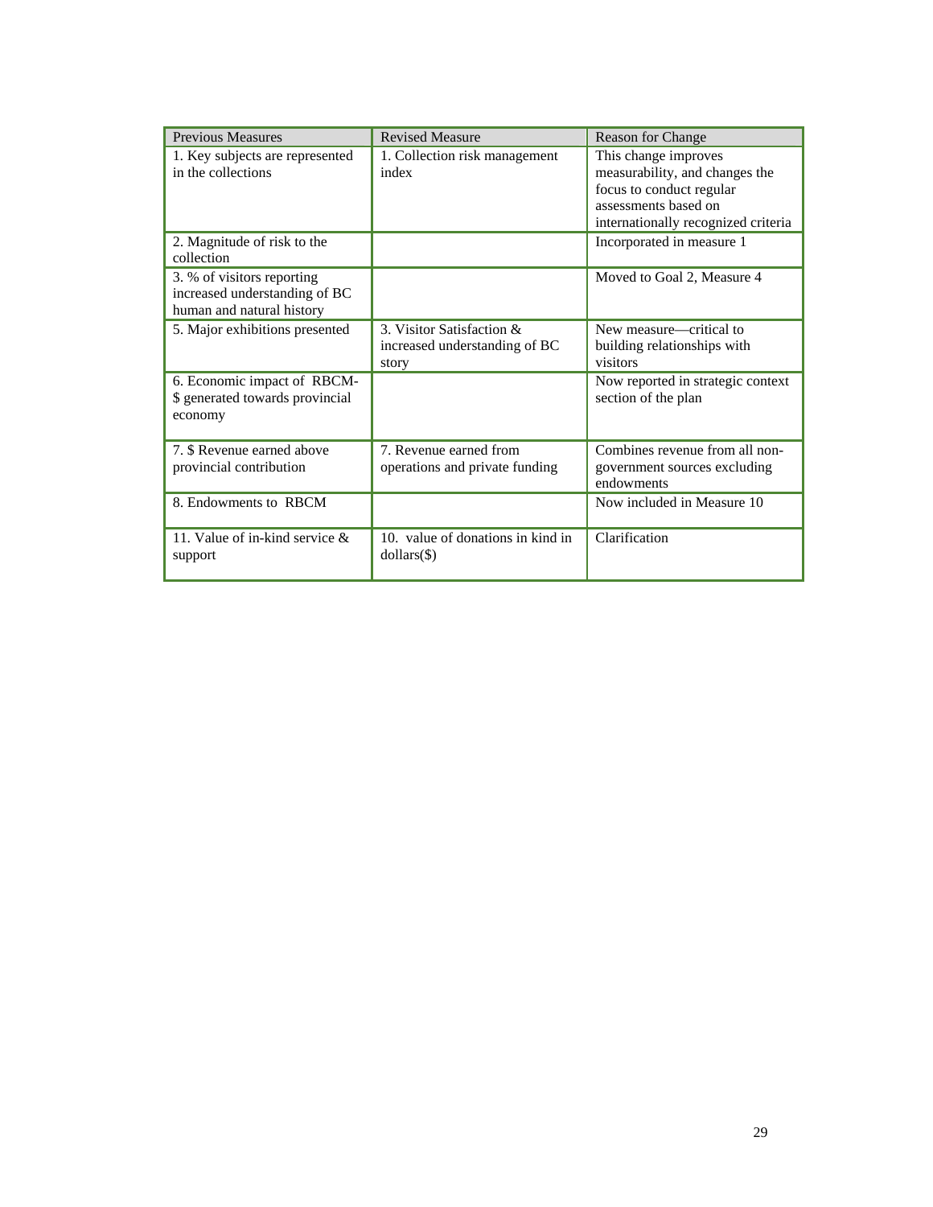| Previous Measures | Revised Measure | Reason for Change |
|---|---|---|
| 1. Key subjects are represented in the collections | 1. Collection risk management index | This change improves measurability, and changes the focus to conduct regular assessments based on internationally recognized criteria |
| 2. Magnitude of risk to the collection | | Incorporated in measure 1 |
| 3. % of visitors reporting increased understanding of BC human and natural history | | Moved to Goal 2, Measure 4 |
| 5. Major exhibitions presented | 3. Visitor Satisfaction & increased understanding of BC story | New measure—critical to building relationships with visitors |
| 6. Economic impact of RBCM- $ generated towards provincial economy | | Now reported in strategic context section of the plan |
| 7. $ Revenue earned above provincial contribution | 7. Revenue earned from operations and private funding | Combines revenue from all non-government sources excluding endowments |
| 8. Endowments to RBCM | | Now included in Measure 10 |
| 11. Value of in-kind service & support | 10. value of donations in kind in dollars($) | Clarification |